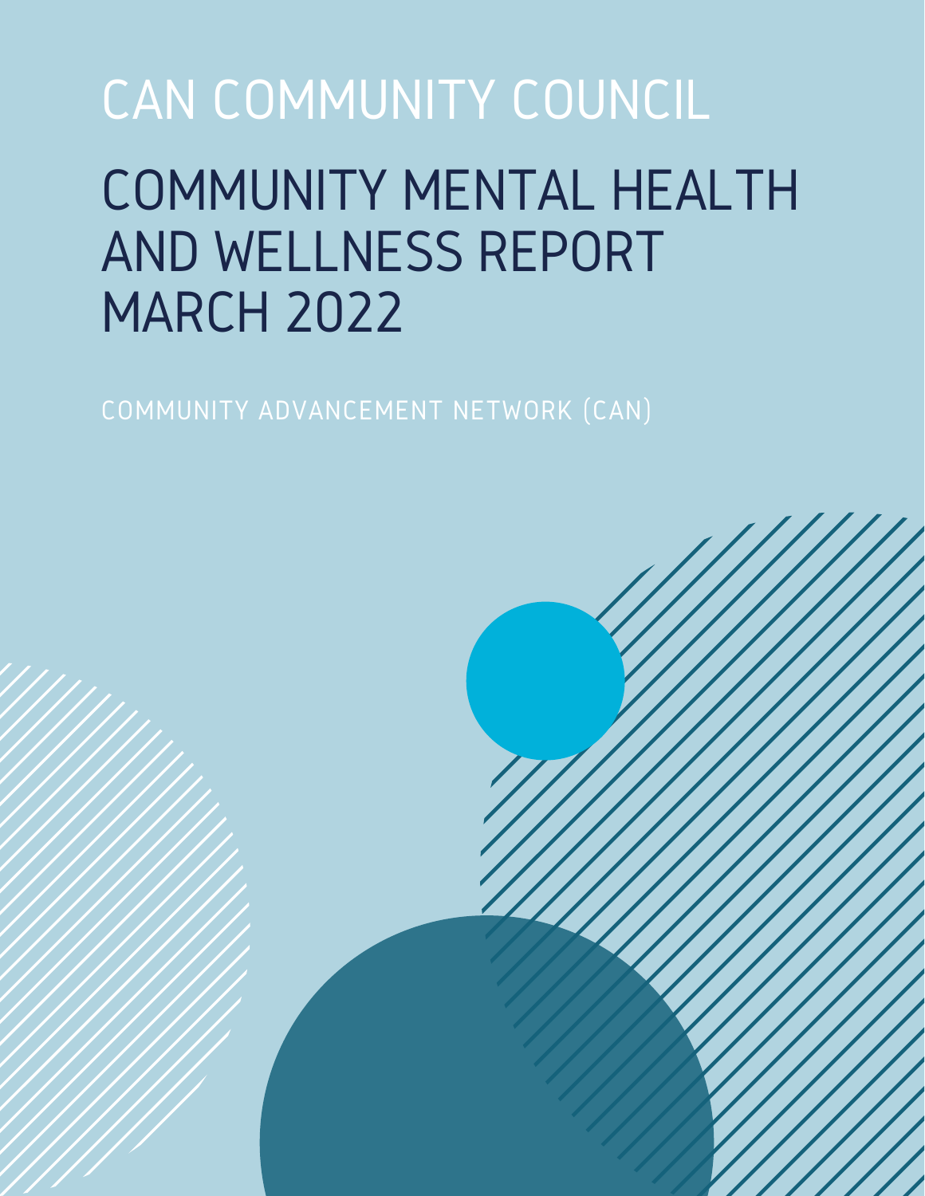# CAN COMMUNITY COUNCIL

# COMMUNITY MENTAL HEALTH AND WELLNESS REPORT MARCH 2022

COMMUNITY ADVANCEMENT NETWORK (CAN)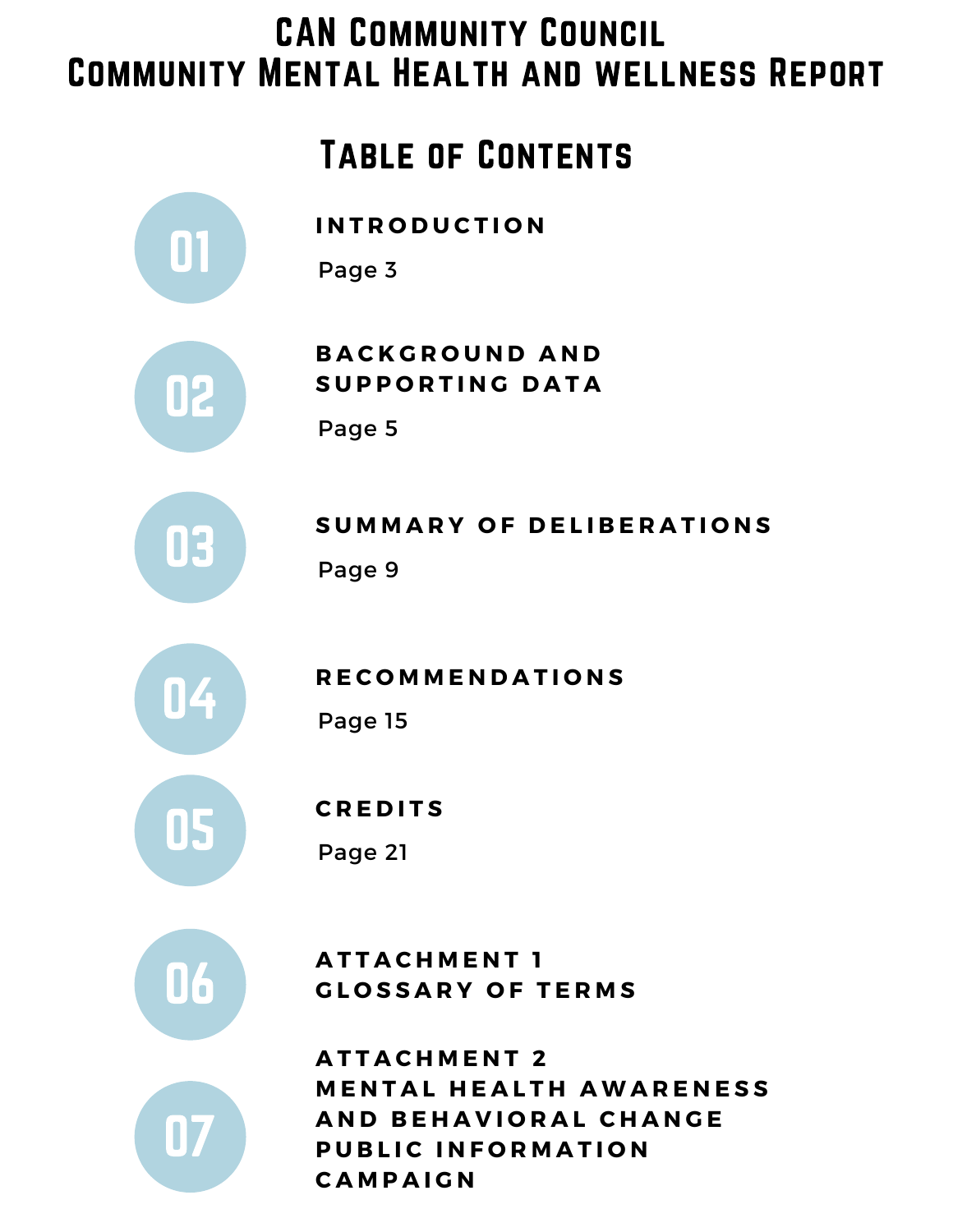# CAN Community Council
# Community Mental Health and wellness Report

## Table of Contents

**01** INTRODUCTION

Page 3

**02** BACKGROUND AND SUPPORTING DATA

Page 5

**03** SUMMARY OF DELIBERATIONS

Page 9

**04** RECOMMENDATIONS

Page 15

**05** CREDITS

Page 21

**06** ATTACHMENT 1
GLOSSARY OF TERMS

**07** ATTACHMENT 2
MENTAL HEALTH AWARENESS AND BEHAVIORAL CHANGE PUBLIC INFORMATION CAMPAIGN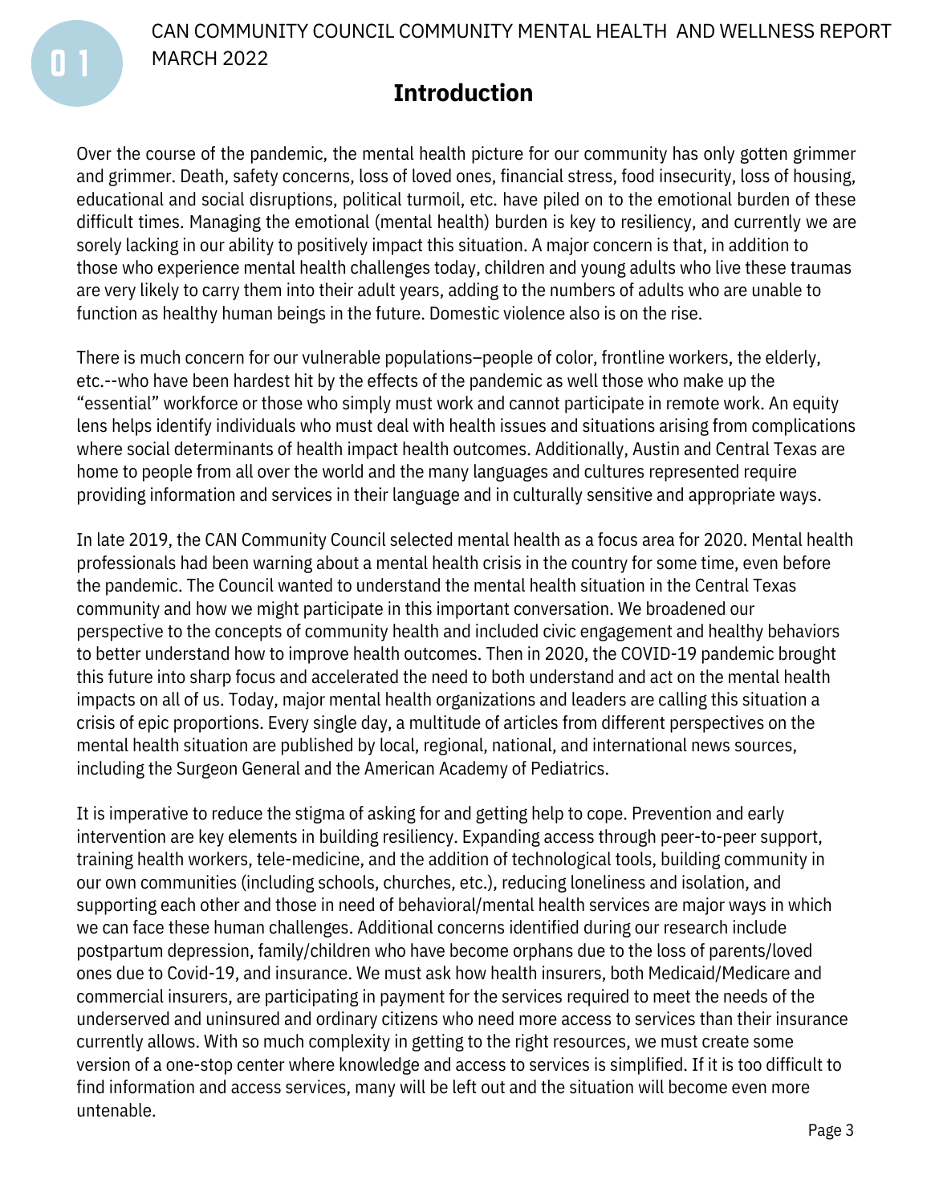# Introduction

Over the course of the pandemic, the mental health picture for our community has only gotten grimmer and grimmer. Death, safety concerns, loss of loved ones, financial stress, food insecurity, loss of housing, educational and social disruptions, political turmoil, etc. have piled on to the emotional burden of these difficult times. Managing the emotional (mental health) burden is key to resiliency, and currently we are sorely lacking in our ability to positively impact this situation. A major concern is that, in addition to those who experience mental health challenges today, children and young adults who live these traumas are very likely to carry them into their adult years, adding to the numbers of adults who are unable to function as healthy human beings in the future. Domestic violence also is on the rise.

There is much concern for our vulnerable populations–people of color, frontline workers, the elderly, etc.--who have been hardest hit by the effects of the pandemic as well those who make up the "essential" workforce or those who simply must work and cannot participate in remote work. An equity lens helps identify individuals who must deal with health issues and situations arising from complications where social determinants of health impact health outcomes. Additionally, Austin and Central Texas are home to people from all over the world and the many languages and cultures represented require providing information and services in their language and in culturally sensitive and appropriate ways.

In late 2019, the CAN Community Council selected mental health as a focus area for 2020. Mental health professionals had been warning about a mental health crisis in the country for some time, even before the pandemic. The Council wanted to understand the mental health situation in the Central Texas community and how we might participate in this important conversation. We broadened our perspective to the concepts of community health and included civic engagement and healthy behaviors to better understand how to improve health outcomes. Then in 2020, the COVID-19 pandemic brought this future into sharp focus and accelerated the need to both understand and act on the mental health impacts on all of us. Today, major mental health organizations and leaders are calling this situation a crisis of epic proportions. Every single day, a multitude of articles from different perspectives on the mental health situation are published by local, regional, national, and international news sources, including the Surgeon General and the American Academy of Pediatrics.

It is imperative to reduce the stigma of asking for and getting help to cope. Prevention and early intervention are key elements in building resiliency. Expanding access through peer-to-peer support, training health workers, tele-medicine, and the addition of technological tools, building community in our own communities (including schools, churches, etc.), reducing loneliness and isolation, and supporting each other and those in need of behavioral/mental health services are major ways in which we can face these human challenges. Additional concerns identified during our research include postpartum depression, family/children who have become orphans due to the loss of parents/loved ones due to Covid-19, and insurance. We must ask how health insurers, both Medicaid/Medicare and commercial insurers, are participating in payment for the services required to meet the needs of the underserved and uninsured and ordinary citizens who need more access to services than their insurance currently allows. With so much complexity in getting to the right resources, we must create some version of a one-stop center where knowledge and access to services is simplified. If it is too difficult to find information and access services, many will be left out and the situation will become even more untenable.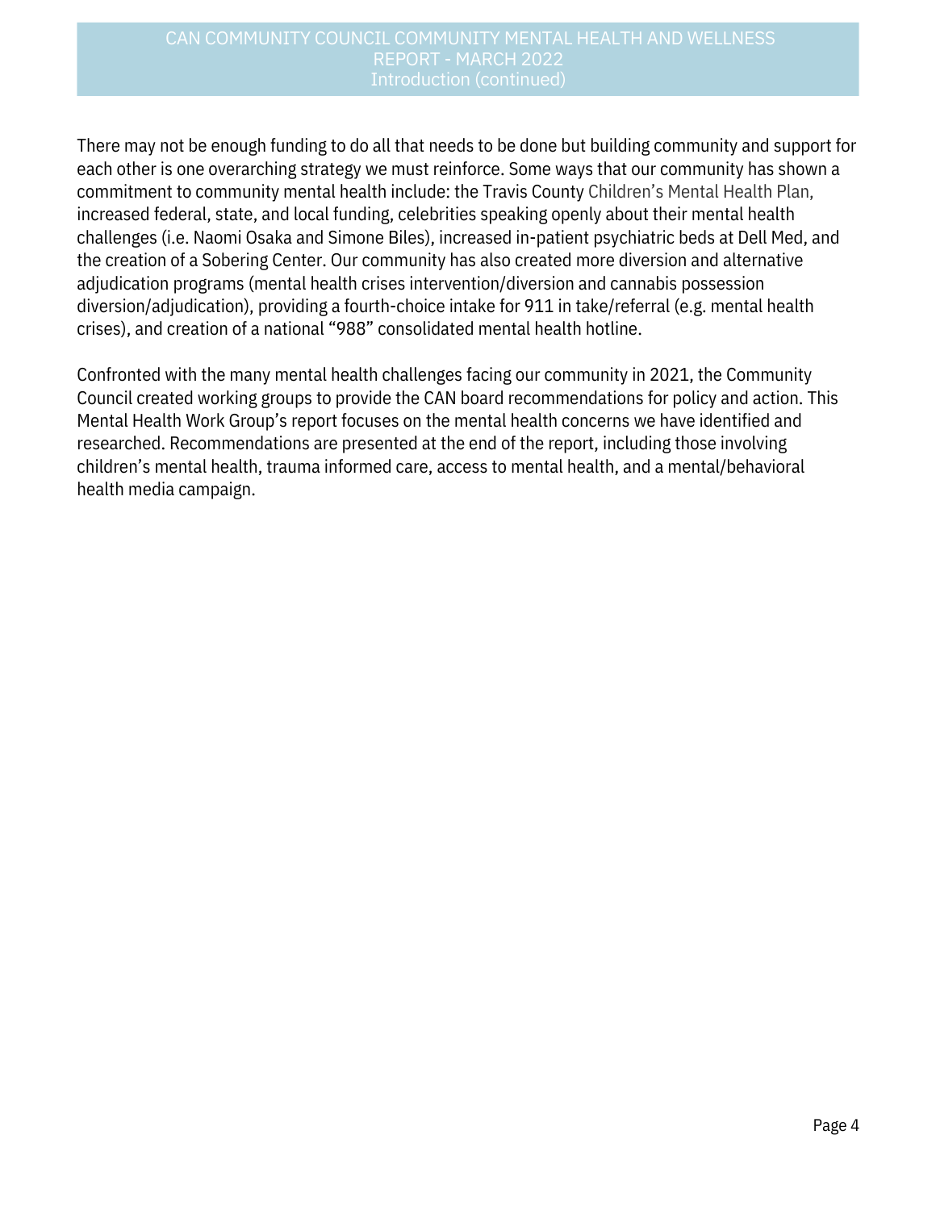There may not be enough funding to do all that needs to be done but building community and support for each other is one overarching strategy we must reinforce. Some ways that our community has shown a commitment to community mental health include: the Travis County Children's Mental Health Plan, increased federal, state, and local funding, celebrities speaking openly about their mental health challenges (i.e. Naomi Osaka and Simone Biles), increased in-patient psychiatric beds at Dell Med, and the creation of a Sobering Center. Our community has also created more diversion and alternative adjudication programs (mental health crises intervention/diversion and cannabis possession diversion/adjudication), providing a fourth-choice intake for 911 in take/referral (e.g. mental health crises), and creation of a national "988" consolidated mental health hotline.

Confronted with the many mental health challenges facing our community in 2021, the Community Council created working groups to provide the CAN board recommendations for policy and action. This Mental Health Work Group's report focuses on the mental health concerns we have identified and researched. Recommendations are presented at the end of the report, including those involving children's mental health, trauma informed care, access to mental health, and a mental/behavioral health media campaign.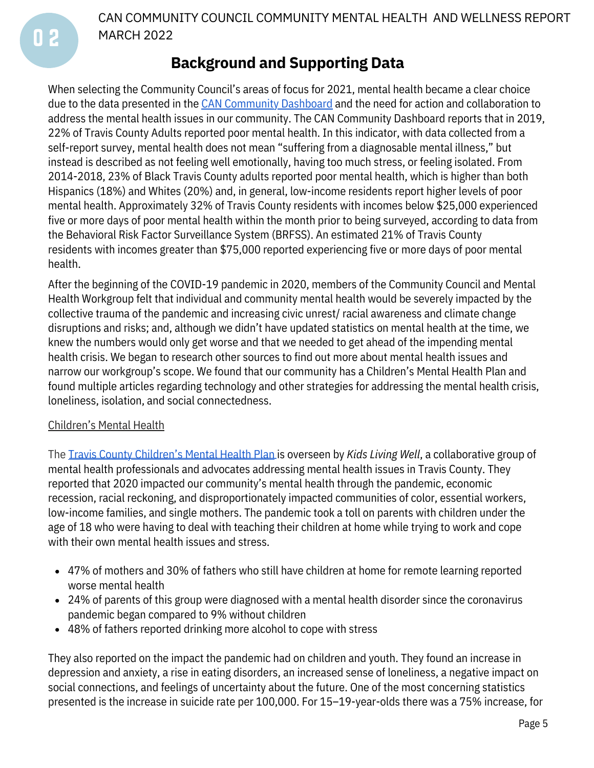## Background and Supporting Data

When selecting the Community Council's areas of focus for 2021, mental health became a clear choice due to the data presented in the CAN Community Dashboard and the need for action and collaboration to address the mental health issues in our community. The CAN Community Dashboard reports that in 2019, 22% of Travis County Adults reported poor mental health. In this indicator, with data collected from a self-report survey, mental health does not mean "suffering from a diagnosable mental illness," but instead is described as not feeling well emotionally, having too much stress, or feeling isolated. From 2014-2018, 23% of Black Travis County adults reported poor mental health, which is higher than both Hispanics (18%) and Whites (20%) and, in general, low-income residents report higher levels of poor mental health. Approximately 32% of Travis County residents with incomes below $25,000 experienced five or more days of poor mental health within the month prior to being surveyed, according to data from the Behavioral Risk Factor Surveillance System (BRFSS). An estimated 21% of Travis County residents with incomes greater than $75,000 reported experiencing five or more days of poor mental health.

After the beginning of the COVID-19 pandemic in 2020, members of the Community Council and Mental Health Workgroup felt that individual and community mental health would be severely impacted by the collective trauma of the pandemic and increasing civic unrest/ racial awareness and climate change disruptions and risks; and, although we didn't have updated statistics on mental health at the time, we knew the numbers would only get worse and that we needed to get ahead of the impending mental health crisis. We began to research other sources to find out more about mental health issues and narrow our workgroup's scope. We found that our community has a Children's Mental Health Plan and found multiple articles regarding technology and other strategies for addressing the mental health crisis, loneliness, isolation, and social connectedness.

### Children's Mental Health

The Travis County Children's Mental Health Plan is overseen by *Kids Living Well*, a collaborative group of mental health professionals and advocates addressing mental health issues in Travis County. They reported that 2020 impacted our community's mental health through the pandemic, economic recession, racial reckoning, and disproportionately impacted communities of color, essential workers, low-income families, and single mothers. The pandemic took a toll on parents with children under the age of 18 who were having to deal with teaching their children at home while trying to work and cope with their own mental health issues and stress.

- 47% of mothers and 30% of fathers who still have children at home for remote learning reported worse mental health
- 24% of parents of this group were diagnosed with a mental health disorder since the coronavirus pandemic began compared to 9% without children
- 48% of fathers reported drinking more alcohol to cope with stress

They also reported on the impact the pandemic had on children and youth. They found an increase in depression and anxiety, a rise in eating disorders, an increased sense of loneliness, a negative impact on social connections, and feelings of uncertainty about the future. One of the most concerning statistics presented is the increase in suicide rate per 100,000. For 15–19-year-olds there was a 75% increase, for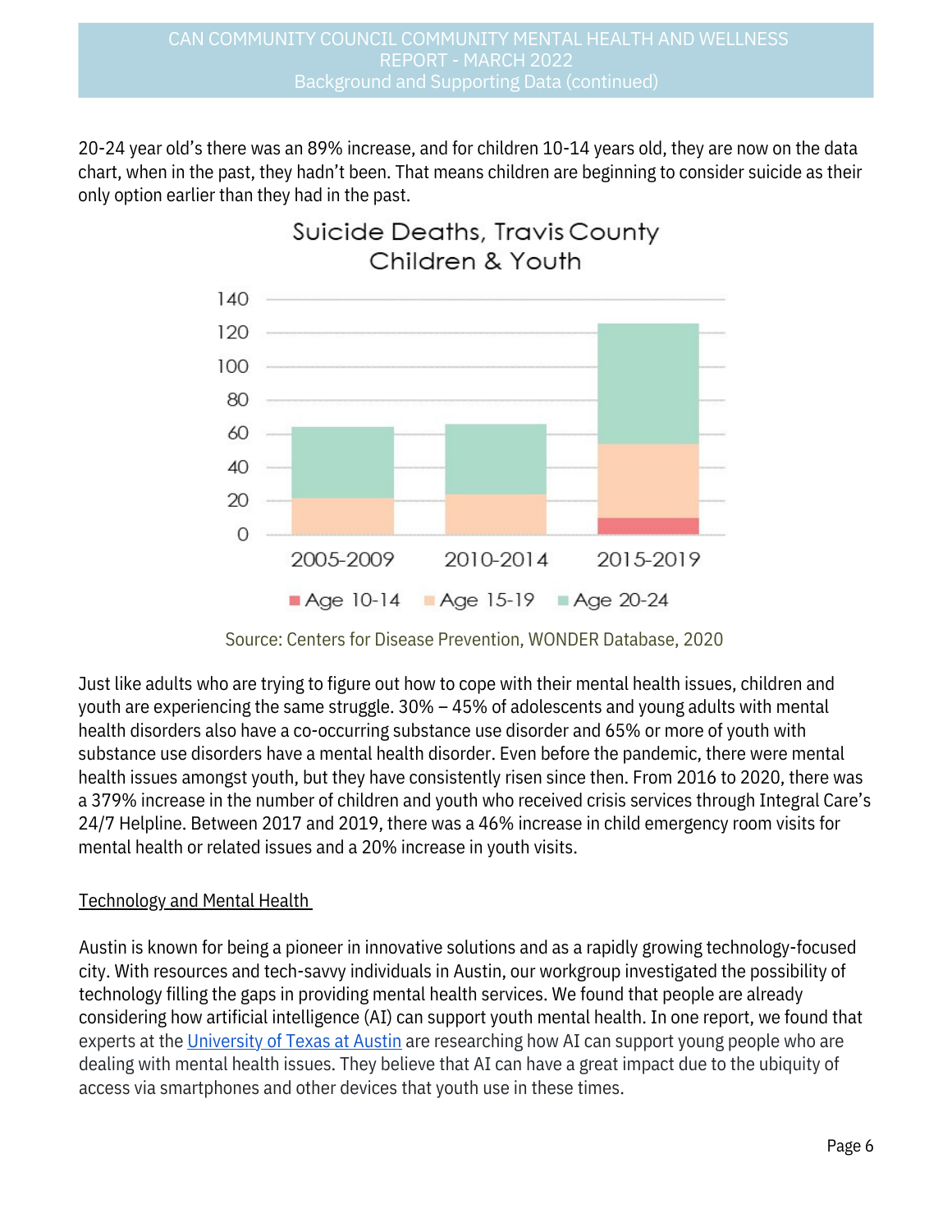20-24 year old's there was an 89% increase, and for children 10-14 years old, they are now on the data chart, when in the past, they hadn't been. That means children are beginning to consider suicide as their only option earlier than they had in the past.

Suicide Deaths, Travis County Children & Youth

Source: Centers for Disease Prevention, WONDER Database, 2020

Just like adults who are trying to figure out how to cope with their mental health issues, children and youth are experiencing the same struggle. 30% – 45% of adolescents and young adults with mental health disorders also have a co-occurring substance use disorder and 65% or more of youth with substance use disorders have a mental health disorder. Even before the pandemic, there were mental health issues amongst youth, but they have consistently risen since then. From 2016 to 2020, there was a 379% increase in the number of children and youth who received crisis services through Integral Care's 24/7 Helpline. Between 2017 and 2019, there was a 46% increase in child emergency room visits for mental health or related issues and a 20% increase in youth visits.

<u>Technology and Mental Health</u>

Austin is known for being a pioneer in innovative solutions and as a rapidly growing technology-focused city. With resources and tech-savvy individuals in Austin, our workgroup investigated the possibility of technology filling the gaps in providing mental health services. We found that people are already considering how artificial intelligence (AI) can support youth mental health. In one report, we found that experts at the [University of Texas at Austin]() are researching how AI can support young people who are dealing with mental health issues. They believe that AI can have a great impact due to the ubiquity of access via smartphones and other devices that youth use in these times.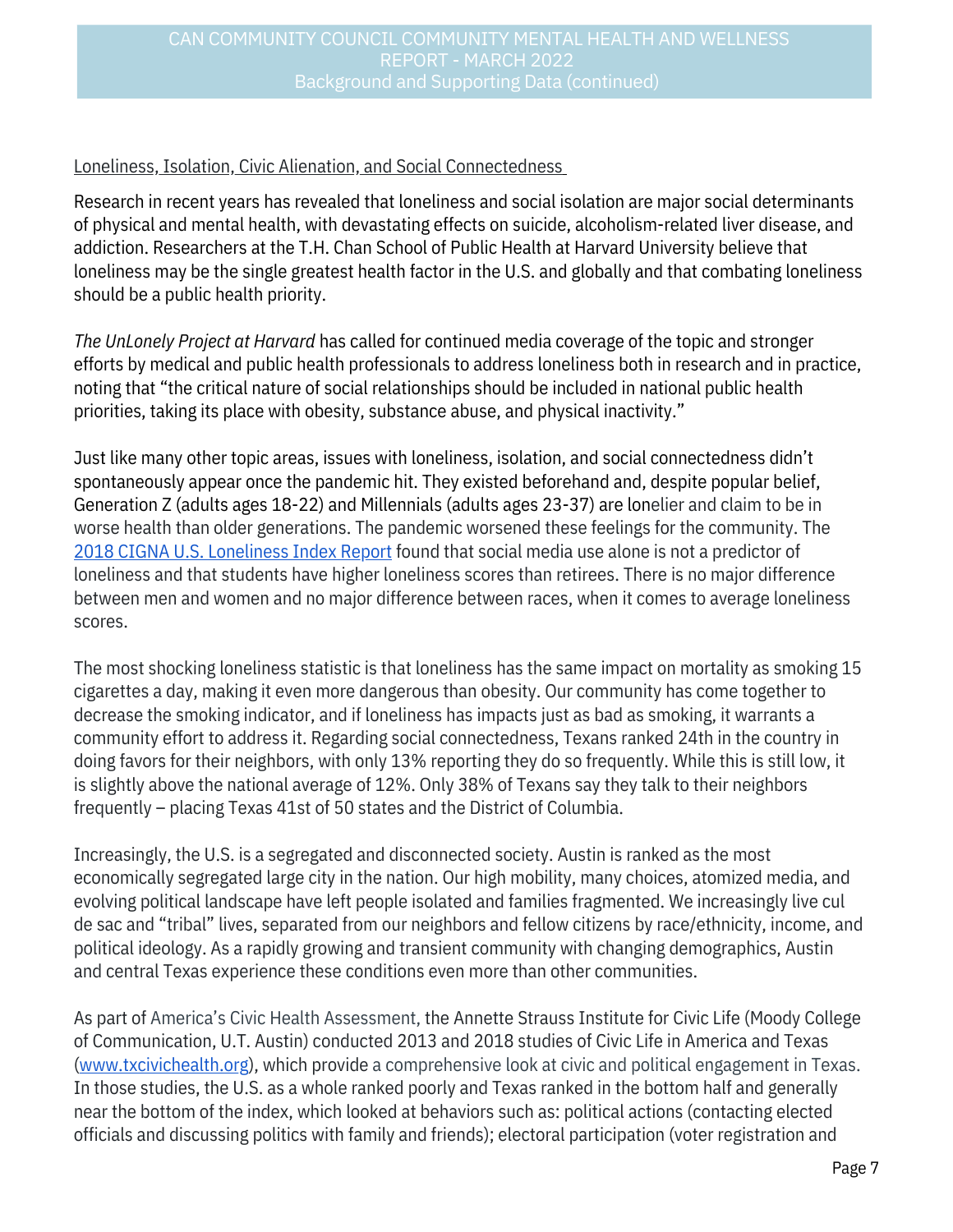Loneliness, Isolation, Civic Alienation, and Social Connectedness

Research in recent years has revealed that loneliness and social isolation are major social determinants of physical and mental health, with devastating effects on suicide, alcoholism-related liver disease, and addiction. Researchers at the T.H. Chan School of Public Health at Harvard University believe that loneliness may be the single greatest health factor in the U.S. and globally and that combating loneliness should be a public health priority.

*The UnLonely Project at Harvard* has called for continued media coverage of the topic and stronger efforts by medical and public health professionals to address loneliness both in research and in practice, noting that "the critical nature of social relationships should be included in national public health priorities, taking its place with obesity, substance abuse, and physical inactivity."

Just like many other topic areas, issues with loneliness, isolation, and social connectedness didn't spontaneously appear once the pandemic hit. They existed beforehand and, despite popular belief, Generation Z (adults ages 18-22) and Millennials (adults ages 23-37) are lonelier and claim to be in worse health than older generations. The pandemic worsened these feelings for the community. The [2018 CIGNA U.S. Loneliness Index Report](2018 CIGNA U.S. Loneliness Index Report) found that social media use alone is not a predictor of loneliness and that students have higher loneliness scores than retirees. There is no major difference between men and women and no major difference between races, when it comes to average loneliness scores.

The most shocking loneliness statistic is that loneliness has the same impact on mortality as smoking 15 cigarettes a day, making it even more dangerous than obesity. Our community has come together to decrease the smoking indicator, and if loneliness has impacts just as bad as smoking, it warrants a community effort to address it. Regarding social connectedness, Texans ranked 24th in the country in doing favors for their neighbors, with only 13% reporting they do so frequently. While this is still low, it is slightly above the national average of 12%. Only 38% of Texans say they talk to their neighbors frequently – placing Texas 41st of 50 states and the District of Columbia.

Increasingly, the U.S. is a segregated and disconnected society. Austin is ranked as the most economically segregated large city in the nation. Our high mobility, many choices, atomized media, and evolving political landscape have left people isolated and families fragmented. We increasingly live cul de sac and "tribal" lives, separated from our neighbors and fellow citizens by race/ethnicity, income, and political ideology. As a rapidly growing and transient community with changing demographics, Austin and central Texas experience these conditions even more than other communities.

As part of America's Civic Health Assessment, the Annette Strauss Institute for Civic Life (Moody College of Communication, U.T. Austin) conducted 2013 and 2018 studies of Civic Life in America and Texas ([www.txcivichealth.org](www.txcivichealth.org)), which provide a comprehensive look at civic and political engagement in Texas. In those studies, the U.S. as a whole ranked poorly and Texas ranked in the bottom half and generally near the bottom of the index, which looked at behaviors such as: political actions (contacting elected officials and discussing politics with family and friends); electoral participation (voter registration and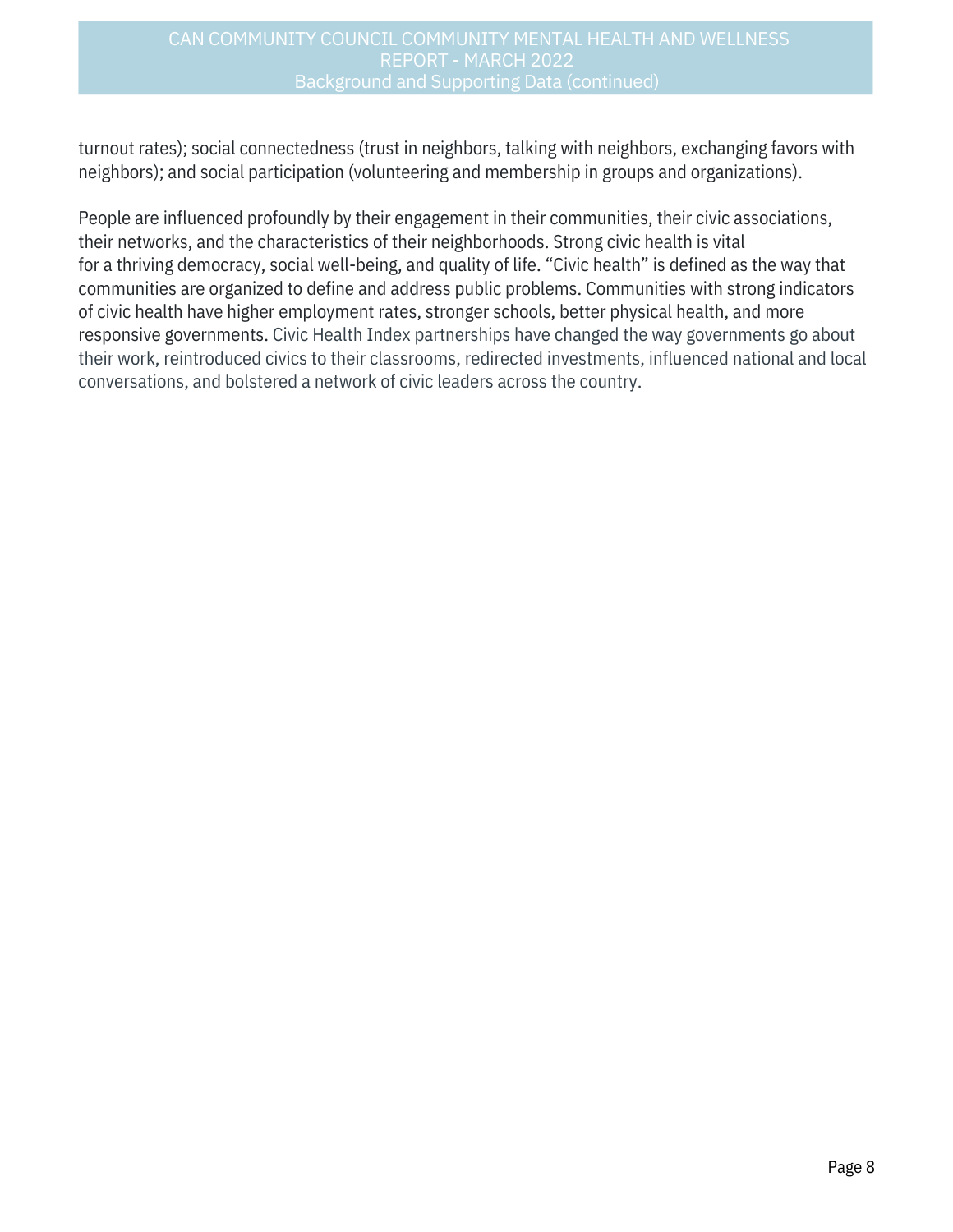turnout rates); social connectedness (trust in neighbors, talking with neighbors, exchanging favors with neighbors); and social participation (volunteering and membership in groups and organizations).

People are influenced profoundly by their engagement in their communities, their civic associations, their networks, and the characteristics of their neighborhoods. Strong civic health is vital for a thriving democracy, social well-being, and quality of life. "Civic health" is defined as the way that communities are organized to define and address public problems. Communities with strong indicators of civic health have higher employment rates, stronger schools, better physical health, and more responsive governments. Civic Health Index partnerships have changed the way governments go about their work, reintroduced civics to their classrooms, redirected investments, influenced national and local conversations, and bolstered a network of civic leaders across the country.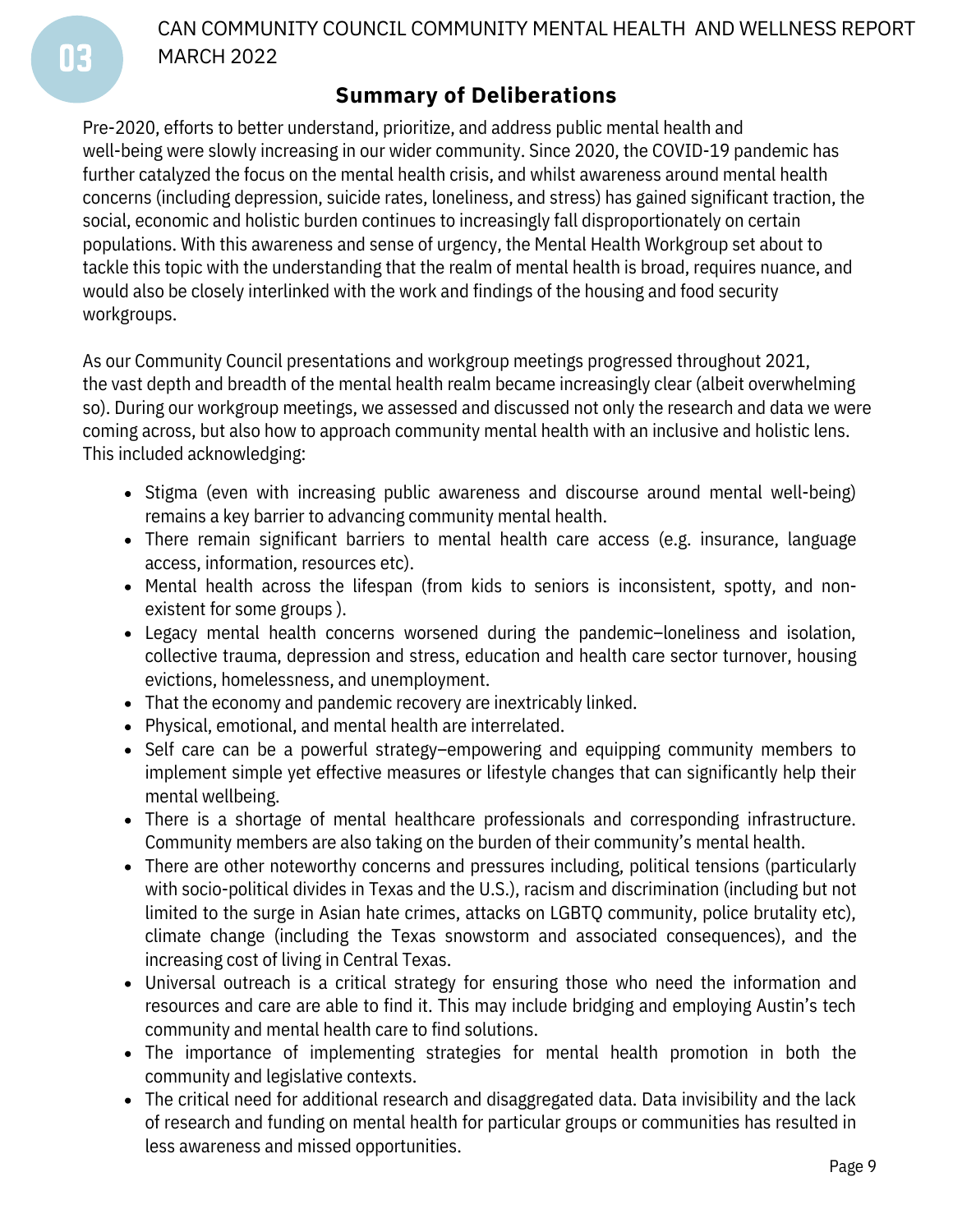## Summary of Deliberations

Pre-2020, efforts to better understand, prioritize, and address public mental health and well-being were slowly increasing in our wider community. Since 2020, the COVID-19 pandemic has further catalyzed the focus on the mental health crisis, and whilst awareness around mental health concerns (including depression, suicide rates, loneliness, and stress) has gained significant traction, the social, economic and holistic burden continues to increasingly fall disproportionately on certain populations. With this awareness and sense of urgency, the Mental Health Workgroup set about to tackle this topic with the understanding that the realm of mental health is broad, requires nuance, and would also be closely interlinked with the work and findings of the housing and food security workgroups.

As our Community Council presentations and workgroup meetings progressed throughout 2021, the vast depth and breadth of the mental health realm became increasingly clear (albeit overwhelming so). During our workgroup meetings, we assessed and discussed not only the research and data we were coming across, but also how to approach community mental health with an inclusive and holistic lens. This included acknowledging:

- Stigma (even with increasing public awareness and discourse around mental well-being) remains a key barrier to advancing community mental health.
- There remain significant barriers to mental health care access (e.g. insurance, language access, information, resources etc).
- Mental health across the lifespan (from kids to seniors is inconsistent, spotty, and non-existent for some groups ).
- Legacy mental health concerns worsened during the pandemic–loneliness and isolation, collective trauma, depression and stress, education and health care sector turnover, housing evictions, homelessness, and unemployment.
- That the economy and pandemic recovery are inextricably linked.
- Physical, emotional, and mental health are interrelated.
- Self care can be a powerful strategy–empowering and equipping community members to implement simple yet effective measures or lifestyle changes that can significantly help their mental wellbeing.
- There is a shortage of mental healthcare professionals and corresponding infrastructure. Community members are also taking on the burden of their community's mental health.
- There are other noteworthy concerns and pressures including, political tensions (particularly with socio-political divides in Texas and the U.S.), racism and discrimination (including but not limited to the surge in Asian hate crimes, attacks on LGBTQ community, police brutality etc), climate change (including the Texas snowstorm and associated consequences), and the increasing cost of living in Central Texas.
- Universal outreach is a critical strategy for ensuring those who need the information and resources and care are able to find it. This may include bridging and employing Austin's tech community and mental health care to find solutions.
- The importance of implementing strategies for mental health promotion in both the community and legislative contexts.
- The critical need for additional research and disaggregated data. Data invisibility and the lack of research and funding on mental health for particular groups or communities has resulted in less awareness and missed opportunities.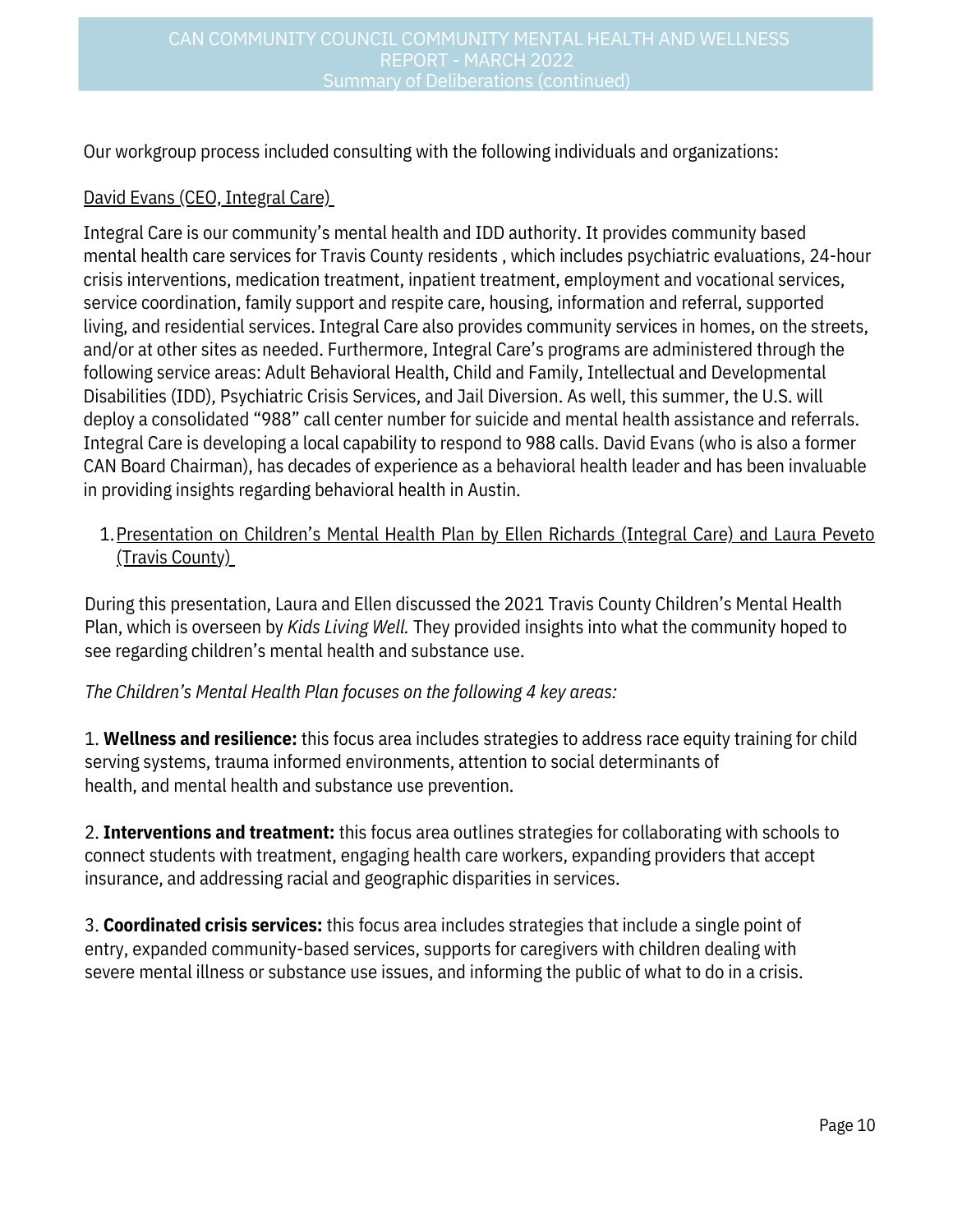Our workgroup process included consulting with the following individuals and organizations:

David Evans (CEO, Integral Care)

Integral Care is our community's mental health and IDD authority. It provides community based mental health care services for Travis County residents , which includes psychiatric evaluations, 24-hour crisis interventions, medication treatment, inpatient treatment, employment and vocational services, service coordination, family support and respite care, housing, information and referral, supported living, and residential services. Integral Care also provides community services in homes, on the streets, and/or at other sites as needed. Furthermore, Integral Care's programs are administered through the following service areas: Adult Behavioral Health, Child and Family, Intellectual and Developmental Disabilities (IDD), Psychiatric Crisis Services, and Jail Diversion. As well, this summer, the U.S. will deploy a consolidated "988" call center number for suicide and mental health assistance and referrals. Integral Care is developing a local capability to respond to 988 calls. David Evans (who is also a former CAN Board Chairman), has decades of experience as a behavioral health leader and has been invaluable in providing insights regarding behavioral health in Austin.

1. Presentation on Children's Mental Health Plan by Ellen Richards (Integral Care) and Laura Peveto (Travis County)

During this presentation, Laura and Ellen discussed the 2021 Travis County Children's Mental Health Plan, which is overseen by *Kids Living Well.* They provided insights into what the community hoped to see regarding children's mental health and substance use.

*The Children's Mental Health Plan focuses on the following 4 key areas:*

1. **Wellness and resilience:** this focus area includes strategies to address race equity training for child serving systems, trauma informed environments, attention to social determinants of health, and mental health and substance use prevention.

2. **Interventions and treatment:** this focus area outlines strategies for collaborating with schools to connect students with treatment, engaging health care workers, expanding providers that accept insurance, and addressing racial and geographic disparities in services.

3. **Coordinated crisis services:** this focus area includes strategies that include a single point of entry, expanded community-based services, supports for caregivers with children dealing with severe mental illness or substance use issues, and informing the public of what to do in a crisis.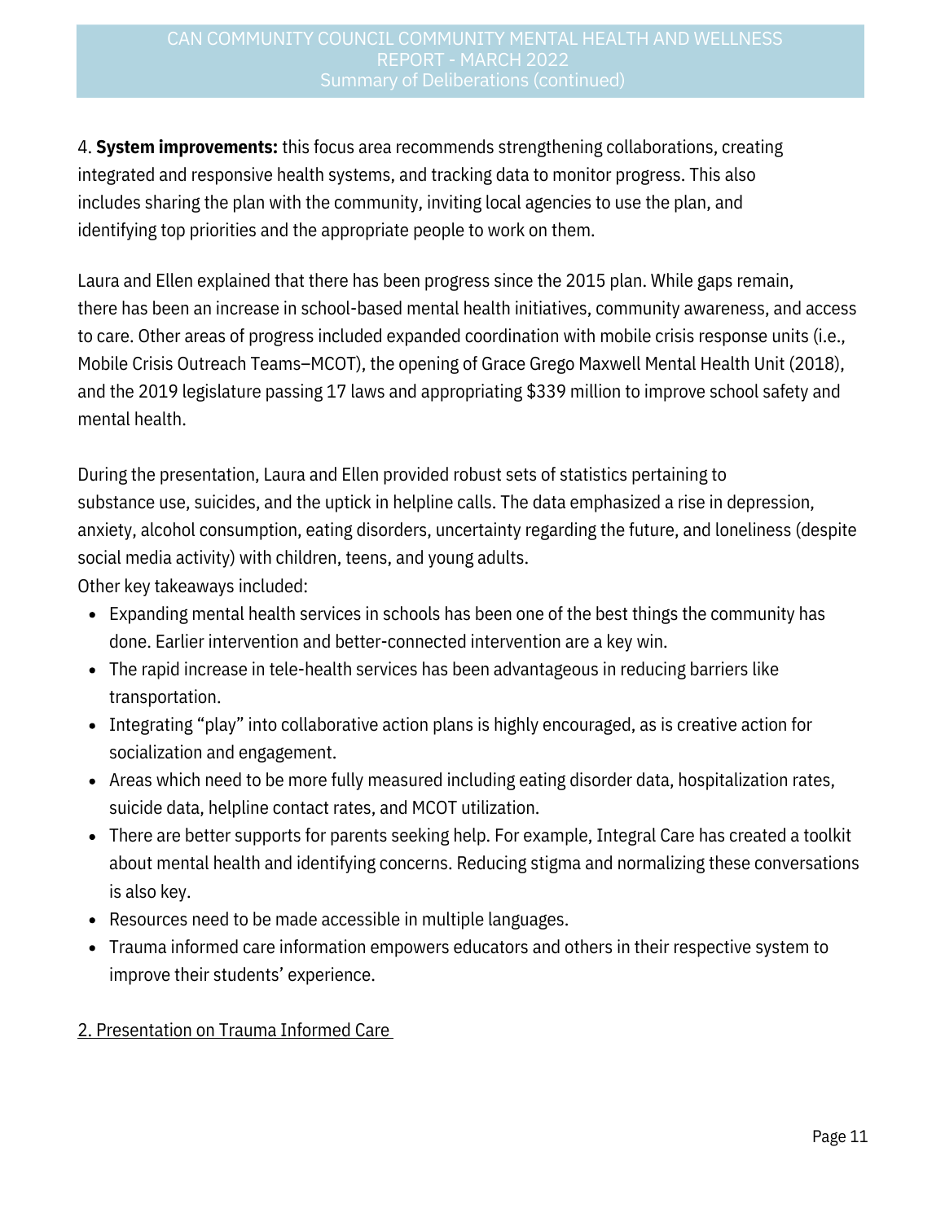4. **System improvements:** this focus area recommends strengthening collaborations, creating integrated and responsive health systems, and tracking data to monitor progress. This also includes sharing the plan with the community, inviting local agencies to use the plan, and identifying top priorities and the appropriate people to work on them.

Laura and Ellen explained that there has been progress since the 2015 plan. While gaps remain, there has been an increase in school-based mental health initiatives, community awareness, and access to care. Other areas of progress included expanded coordination with mobile crisis response units (i.e., Mobile Crisis Outreach Teams–MCOT), the opening of Grace Grego Maxwell Mental Health Unit (2018), and the 2019 legislature passing 17 laws and appropriating $339 million to improve school safety and mental health.

During the presentation, Laura and Ellen provided robust sets of statistics pertaining to substance use, suicides, and the uptick in helpline calls. The data emphasized a rise in depression, anxiety, alcohol consumption, eating disorders, uncertainty regarding the future, and loneliness (despite social media activity) with children, teens, and young adults.

Other key takeaways included:

- Expanding mental health services in schools has been one of the best things the community has done. Earlier intervention and better-connected intervention are a key win.
- The rapid increase in tele-health services has been advantageous in reducing barriers like transportation.
- Integrating "play" into collaborative action plans is highly encouraged, as is creative action for socialization and engagement.
- Areas which need to be more fully measured including eating disorder data, hospitalization rates, suicide data, helpline contact rates, and MCOT utilization.
- There are better supports for parents seeking help. For example, Integral Care has created a toolkit about mental health and identifying concerns. Reducing stigma and normalizing these conversations is also key.
- Resources need to be made accessible in multiple languages.
- Trauma informed care information empowers educators and others in their respective system to improve their students' experience.

<u>2. Presentation on Trauma Informed Care</u>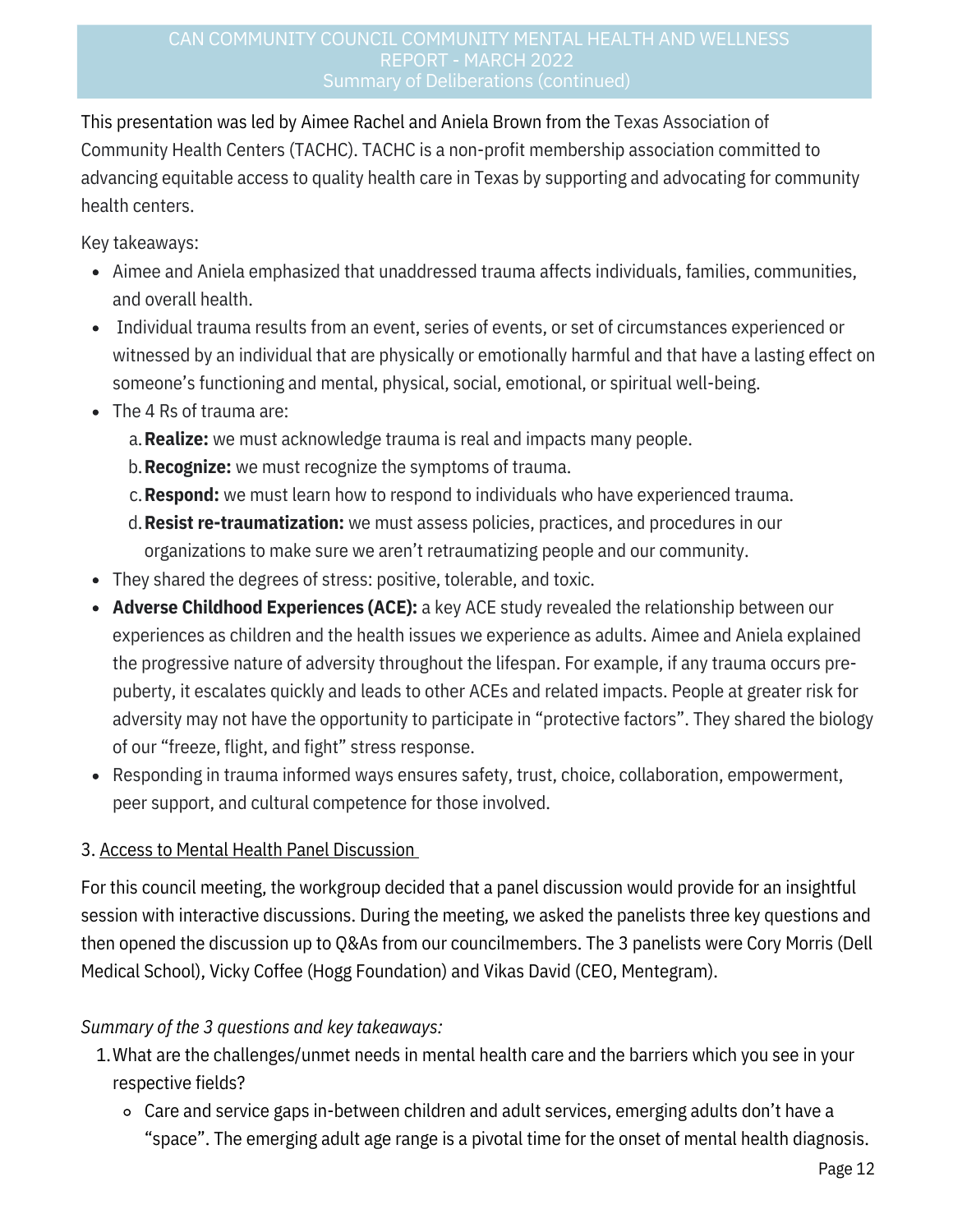This presentation was led by Aimee Rachel and Aniela Brown from the Texas Association of Community Health Centers (TACHC). TACHC is a non-profit membership association committed to advancing equitable access to quality health care in Texas by supporting and advocating for community health centers.

Key takeaways:

- Aimee and Aniela emphasized that unaddressed trauma affects individuals, families, communities, and overall health.
- Individual trauma results from an event, series of events, or set of circumstances experienced or witnessed by an individual that are physically or emotionally harmful and that have a lasting effect on someone's functioning and mental, physical, social, emotional, or spiritual well-being.
- The 4 Rs of trauma are:
  a. **Realize:** we must acknowledge trauma is real and impacts many people.
  b. **Recognize:** we must recognize the symptoms of trauma.
  c. **Respond:** we must learn how to respond to individuals who have experienced trauma.
  d. **Resist re-traumatization:** we must assess policies, practices, and procedures in our organizations to make sure we aren't retraumatizing people and our community.
- They shared the degrees of stress: positive, tolerable, and toxic.
- **Adverse Childhood Experiences (ACE):** a key ACE study revealed the relationship between our experiences as children and the health issues we experience as adults. Aimee and Aniela explained the progressive nature of adversity throughout the lifespan. For example, if any trauma occurs pre-puberty, it escalates quickly and leads to other ACEs and related impacts. People at greater risk for adversity may not have the opportunity to participate in "protective factors". They shared the biology of our "freeze, flight, and fight" stress response.
- Responding in trauma informed ways ensures safety, trust, choice, collaboration, empowerment, peer support, and cultural competence for those involved.

3. Access to Mental Health Panel Discussion

For this council meeting, the workgroup decided that a panel discussion would provide for an insightful session with interactive discussions. During the meeting, we asked the panelists three key questions and then opened the discussion up to Q&As from our councilmembers. The 3 panelists were Cory Morris (Dell Medical School), Vicky Coffee (Hogg Foundation) and Vikas David (CEO, Mentegram).

*Summary of the 3 questions and key takeaways:*

1. What are the challenges/unmet needs in mental health care and the barriers which you see in your respective fields?
   - Care and service gaps in-between children and adult services, emerging adults don't have a "space". The emerging adult age range is a pivotal time for the onset of mental health diagnosis.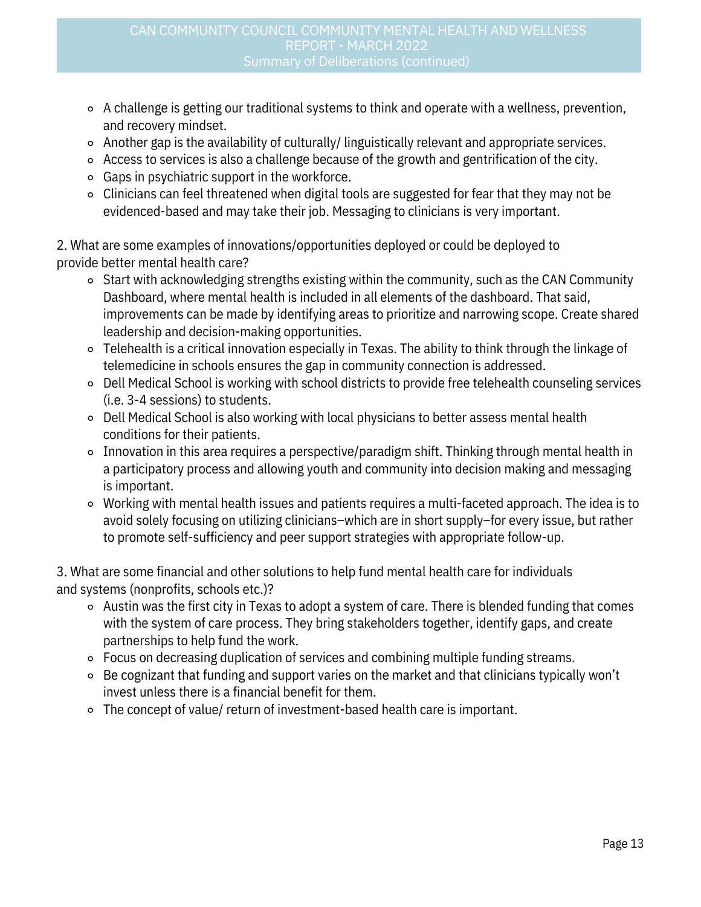- A challenge is getting our traditional systems to think and operate with a wellness, prevention, and recovery mindset.
- Another gap is the availability of culturally/ linguistically relevant and appropriate services.
- Access to services is also a challenge because of the growth and gentrification of the city.
- Gaps in psychiatric support in the workforce.
- Clinicians can feel threatened when digital tools are suggested for fear that they may not be evidenced-based and may take their job. Messaging to clinicians is very important.

2. What are some examples of innovations/opportunities deployed or could be deployed to provide better mental health care?

- Start with acknowledging strengths existing within the community, such as the CAN Community Dashboard, where mental health is included in all elements of the dashboard. That said, improvements can be made by identifying areas to prioritize and narrowing scope. Create shared leadership and decision-making opportunities.
- Telehealth is a critical innovation especially in Texas. The ability to think through the linkage of telemedicine in schools ensures the gap in community connection is addressed.
- Dell Medical School is working with school districts to provide free telehealth counseling services (i.e. 3-4 sessions) to students.
- Dell Medical School is also working with local physicians to better assess mental health conditions for their patients.
- Innovation in this area requires a perspective/paradigm shift. Thinking through mental health in a participatory process and allowing youth and community into decision making and messaging is important.
- Working with mental health issues and patients requires a multi-faceted approach. The idea is to avoid solely focusing on utilizing clinicians–which are in short supply–for every issue, but rather to promote self-sufficiency and peer support strategies with appropriate follow-up.

3. What are some financial and other solutions to help fund mental health care for individuals and systems (nonprofits, schools etc.)?

- Austin was the first city in Texas to adopt a system of care. There is blended funding that comes with the system of care process. They bring stakeholders together, identify gaps, and create partnerships to help fund the work.
- Focus on decreasing duplication of services and combining multiple funding streams.
- Be cognizant that funding and support varies on the market and that clinicians typically won't invest unless there is a financial benefit for them.
- The concept of value/ return of investment-based health care is important.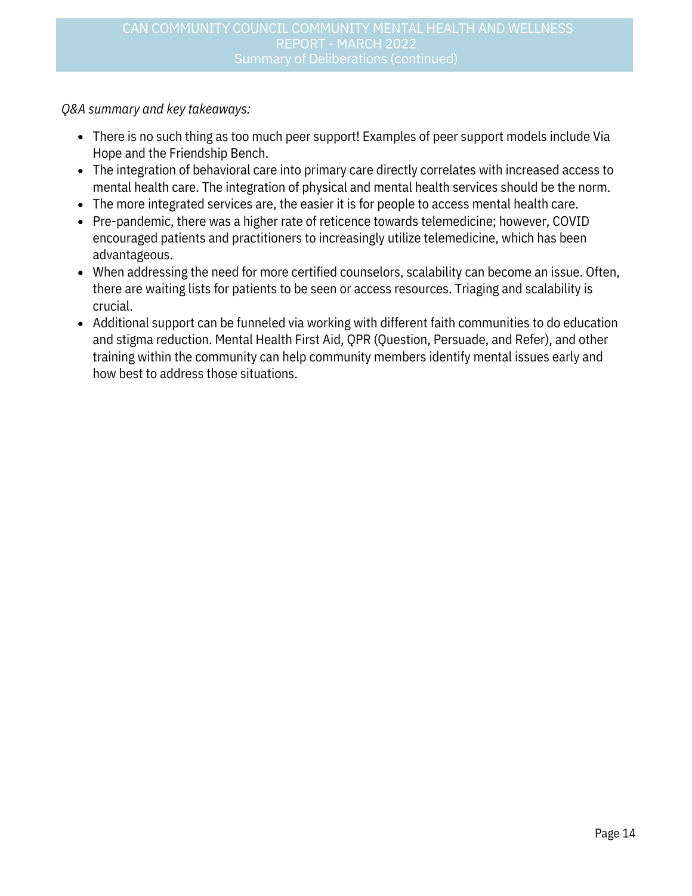*Q&A summary and key takeaways:*

- There is no such thing as too much peer support! Examples of peer support models include Via Hope and the Friendship Bench.
- The integration of behavioral care into primary care directly correlates with increased access to mental health care. The integration of physical and mental health services should be the norm.
- The more integrated services are, the easier it is for people to access mental health care.
- Pre-pandemic, there was a higher rate of reticence towards telemedicine; however, COVID encouraged patients and practitioners to increasingly utilize telemedicine, which has been advantageous.
- When addressing the need for more certified counselors, scalability can become an issue. Often, there are waiting lists for patients to be seen or access resources. Triaging and scalability is crucial.
- Additional support can be funneled via working with different faith communities to do education and stigma reduction. Mental Health First Aid, QPR (Question, Persuade, and Refer), and other training within the community can help community members identify mental issues early and how best to address those situations.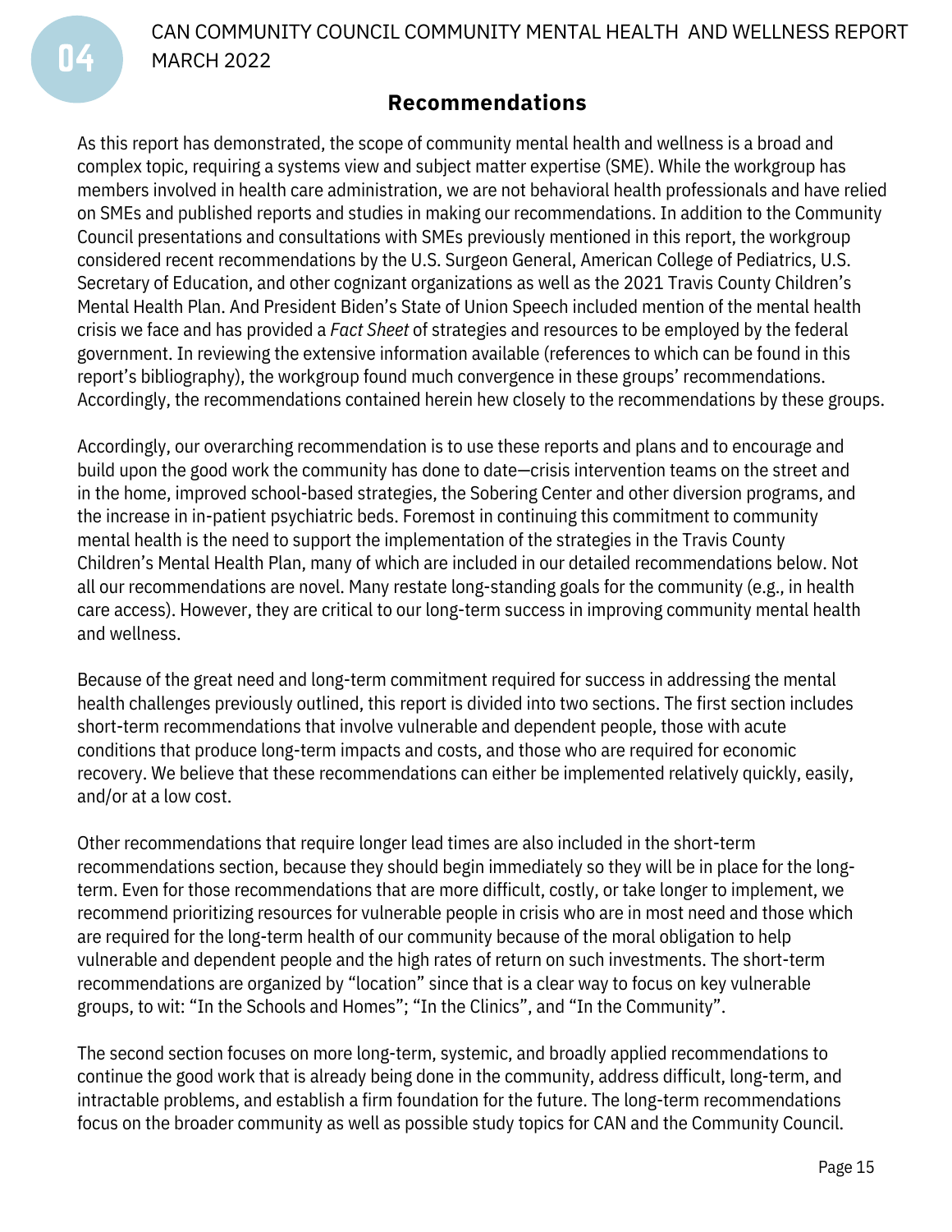## Recommendations

As this report has demonstrated, the scope of community mental health and wellness is a broad and complex topic, requiring a systems view and subject matter expertise (SME). While the workgroup has members involved in health care administration, we are not behavioral health professionals and have relied on SMEs and published reports and studies in making our recommendations. In addition to the Community Council presentations and consultations with SMEs previously mentioned in this report, the workgroup considered recent recommendations by the U.S. Surgeon General, American College of Pediatrics, U.S. Secretary of Education, and other cognizant organizations as well as the 2021 Travis County Children's Mental Health Plan. And President Biden's State of Union Speech included mention of the mental health crisis we face and has provided a *Fact Sheet* of strategies and resources to be employed by the federal government. In reviewing the extensive information available (references to which can be found in this report's bibliography), the workgroup found much convergence in these groups' recommendations. Accordingly, the recommendations contained herein hew closely to the recommendations by these groups.

Accordingly, our overarching recommendation is to use these reports and plans and to encourage and build upon the good work the community has done to date—crisis intervention teams on the street and in the home, improved school-based strategies, the Sobering Center and other diversion programs, and the increase in in-patient psychiatric beds. Foremost in continuing this commitment to community mental health is the need to support the implementation of the strategies in the Travis County Children's Mental Health Plan, many of which are included in our detailed recommendations below. Not all our recommendations are novel. Many restate long-standing goals for the community (e.g., in health care access). However, they are critical to our long-term success in improving community mental health and wellness.

Because of the great need and long-term commitment required for success in addressing the mental health challenges previously outlined, this report is divided into two sections. The first section includes short-term recommendations that involve vulnerable and dependent people, those with acute conditions that produce long-term impacts and costs, and those who are required for economic recovery. We believe that these recommendations can either be implemented relatively quickly, easily, and/or at a low cost.

Other recommendations that require longer lead times are also included in the short-term recommendations section, because they should begin immediately so they will be in place for the long-term. Even for those recommendations that are more difficult, costly, or take longer to implement, we recommend prioritizing resources for vulnerable people in crisis who are in most need and those which are required for the long-term health of our community because of the moral obligation to help vulnerable and dependent people and the high rates of return on such investments. The short-term recommendations are organized by "location" since that is a clear way to focus on key vulnerable groups, to wit: "In the Schools and Homes"; "In the Clinics", and "In the Community".

The second section focuses on more long-term, systemic, and broadly applied recommendations to continue the good work that is already being done in the community, address difficult, long-term, and intractable problems, and establish a firm foundation for the future. The long-term recommendations focus on the broader community as well as possible study topics for CAN and the Community Council.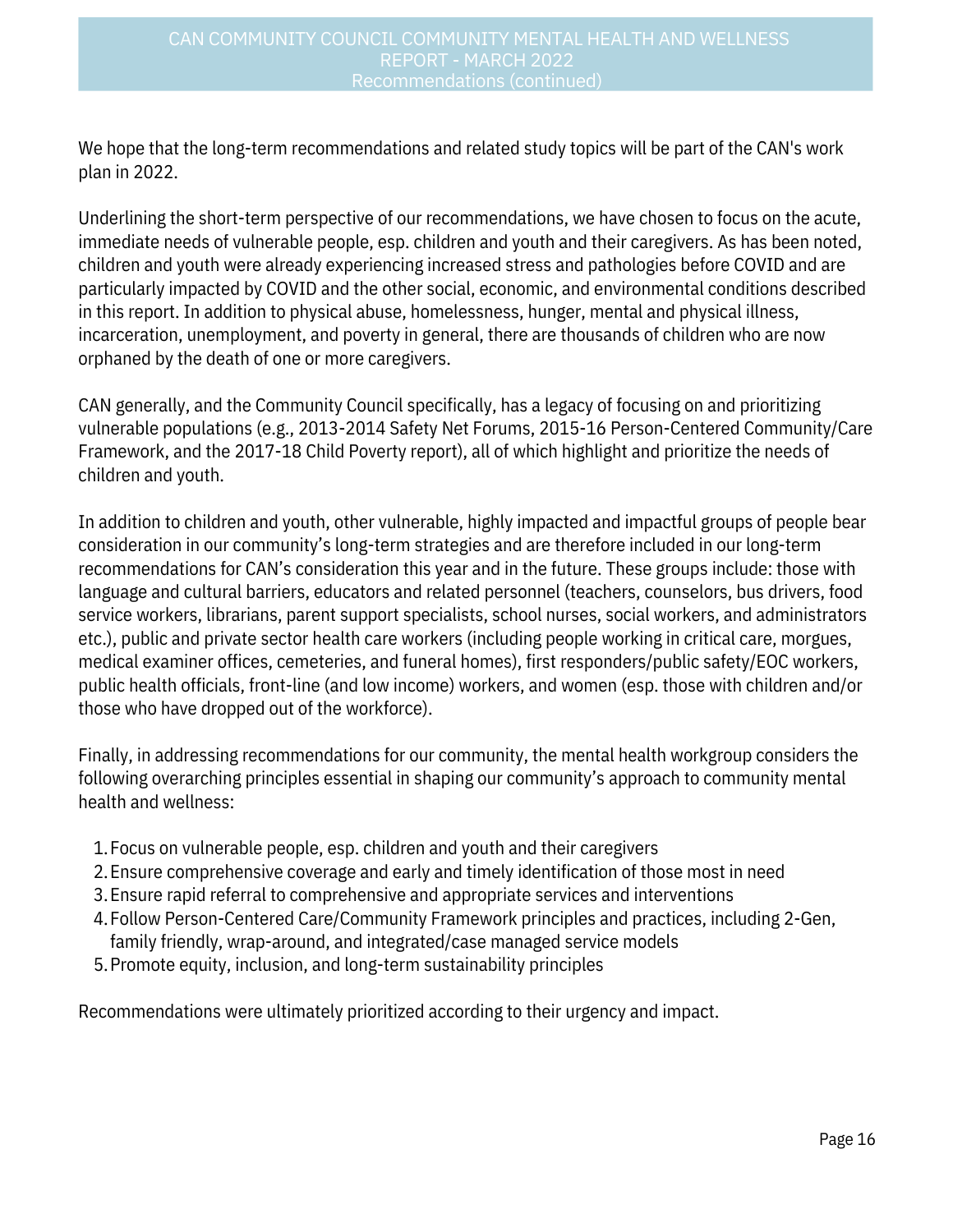We hope that the long-term recommendations and related study topics will be part of the CAN's work plan in 2022.

Underlining the short-term perspective of our recommendations, we have chosen to focus on the acute, immediate needs of vulnerable people, esp. children and youth and their caregivers. As has been noted, children and youth were already experiencing increased stress and pathologies before COVID and are particularly impacted by COVID and the other social, economic, and environmental conditions described in this report. In addition to physical abuse, homelessness, hunger, mental and physical illness, incarceration, unemployment, and poverty in general, there are thousands of children who are now orphaned by the death of one or more caregivers.

CAN generally, and the Community Council specifically, has a legacy of focusing on and prioritizing vulnerable populations (e.g., 2013-2014 Safety Net Forums, 2015-16 Person-Centered Community/Care Framework, and the 2017-18 Child Poverty report), all of which highlight and prioritize the needs of children and youth.

In addition to children and youth, other vulnerable, highly impacted and impactful groups of people bear consideration in our community's long-term strategies and are therefore included in our long-term recommendations for CAN's consideration this year and in the future. These groups include: those with language and cultural barriers, educators and related personnel (teachers, counselors, bus drivers, food service workers, librarians, parent support specialists, school nurses, social workers, and administrators etc.), public and private sector health care workers (including people working in critical care, morgues, medical examiner offices, cemeteries, and funeral homes), first responders/public safety/EOC workers, public health officials, front-line (and low income) workers, and women (esp. those with children and/or those who have dropped out of the workforce).

Finally, in addressing recommendations for our community, the mental health workgroup considers the following overarching principles essential in shaping our community's approach to community mental health and wellness:

1. Focus on vulnerable people, esp. children and youth and their caregivers
2. Ensure comprehensive coverage and early and timely identification of those most in need
3. Ensure rapid referral to comprehensive and appropriate services and interventions
4. Follow Person-Centered Care/Community Framework principles and practices, including 2-Gen, family friendly, wrap-around, and integrated/case managed service models
5. Promote equity, inclusion, and long-term sustainability principles

Recommendations were ultimately prioritized according to their urgency and impact.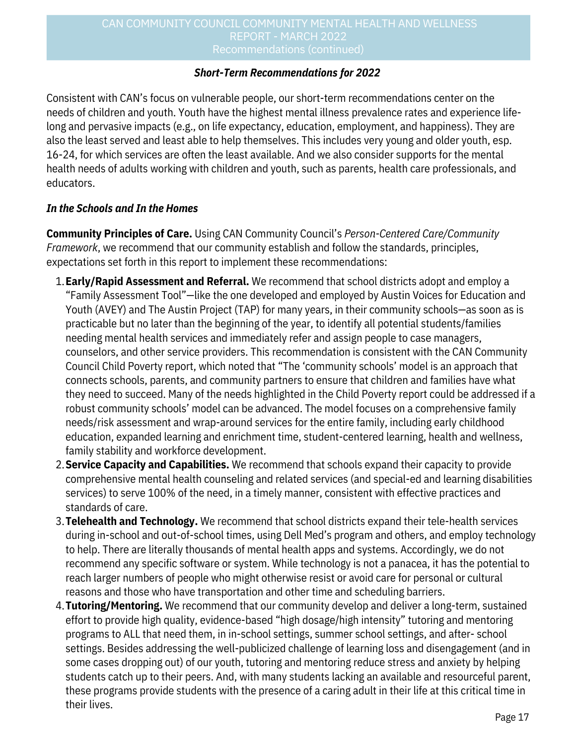### *Short-Term Recommendations for 2022*

Consistent with CAN's focus on vulnerable people, our short-term recommendations center on the needs of children and youth. Youth have the highest mental illness prevalence rates and experience life-long and pervasive impacts (e.g., on life expectancy, education, employment, and happiness). They are also the least served and least able to help themselves. This includes very young and older youth, esp. 16-24, for which services are often the least available. And we also consider supports for the mental health needs of adults working with children and youth, such as parents, health care professionals, and educators.

#### *In the Schools and In the Homes*

**Community Principles of Care.** Using CAN Community Council's *Person-Centered Care/Community Framework*, we recommend that our community establish and follow the standards, principles, expectations set forth in this report to implement these recommendations:

1. **Early/Rapid Assessment and Referral.** We recommend that school districts adopt and employ a "Family Assessment Tool"—like the one developed and employed by Austin Voices for Education and Youth (AVEY) and The Austin Project (TAP) for many years, in their community schools—as soon as is practicable but no later than the beginning of the year, to identify all potential students/families needing mental health services and immediately refer and assign people to case managers, counselors, and other service providers. This recommendation is consistent with the CAN Community Council Child Poverty report, which noted that "The 'community schools' model is an approach that connects schools, parents, and community partners to ensure that children and families have what they need to succeed. Many of the needs highlighted in the Child Poverty report could be addressed if a robust community schools' model can be advanced. The model focuses on a comprehensive family needs/risk assessment and wrap-around services for the entire family, including early childhood education, expanded learning and enrichment time, student-centered learning, health and wellness, family stability and workforce development.
2. **Service Capacity and Capabilities.** We recommend that schools expand their capacity to provide comprehensive mental health counseling and related services (and special-ed and learning disabilities services) to serve 100% of the need, in a timely manner, consistent with effective practices and standards of care.
3. **Telehealth and Technology.** We recommend that school districts expand their tele-health services during in-school and out-of-school times, using Dell Med's program and others, and employ technology to help. There are literally thousands of mental health apps and systems. Accordingly, we do not recommend any specific software or system. While technology is not a panacea, it has the potential to reach larger numbers of people who might otherwise resist or avoid care for personal or cultural reasons and those who have transportation and other time and scheduling barriers.
4. **Tutoring/Mentoring.** We recommend that our community develop and deliver a long-term, sustained effort to provide high quality, evidence-based "high dosage/high intensity" tutoring and mentoring programs to ALL that need them, in in-school settings, summer school settings, and after- school settings. Besides addressing the well-publicized challenge of learning loss and disengagement (and in some cases dropping out) of our youth, tutoring and mentoring reduce stress and anxiety by helping students catch up to their peers. And, with many students lacking an available and resourceful parent, these programs provide students with the presence of a caring adult in their life at this critical time in their lives.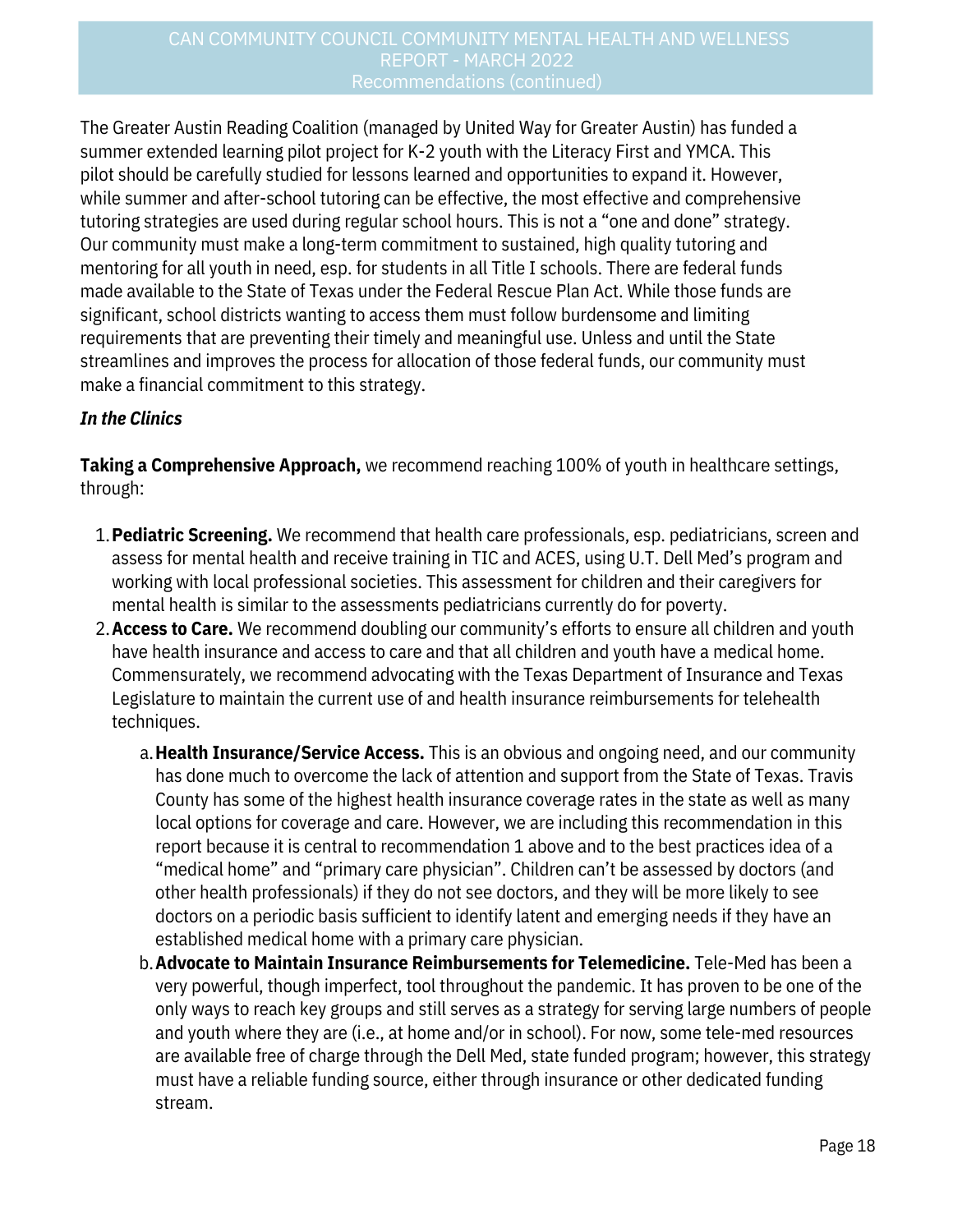The Greater Austin Reading Coalition (managed by United Way for Greater Austin) has funded a summer extended learning pilot project for K-2 youth with the Literacy First and YMCA. This pilot should be carefully studied for lessons learned and opportunities to expand it. However, while summer and after-school tutoring can be effective, the most effective and comprehensive tutoring strategies are used during regular school hours. This is not a “one and done” strategy. Our community must make a long-term commitment to sustained, high quality tutoring and mentoring for all youth in need, esp. for students in all Title I schools. There are federal funds made available to the State of Texas under the Federal Rescue Plan Act. While those funds are significant, school districts wanting to access them must follow burdensome and limiting requirements that are preventing their timely and meaningful use. Unless and until the State streamlines and improves the process for allocation of those federal funds, our community must make a financial commitment to this strategy.

***In the Clinics***

**Taking a Comprehensive Approach,** we recommend reaching 100% of youth in healthcare settings, through:

1. **Pediatric Screening.** We recommend that health care professionals, esp. pediatricians, screen and assess for mental health and receive training in TIC and ACES, using U.T. Dell Med’s program and working with local professional societies. This assessment for children and their caregivers for mental health is similar to the assessments pediatricians currently do for poverty.
2. **Access to Care.** We recommend doubling our community’s efforts to ensure all children and youth have health insurance and access to care and that all children and youth have a medical home. Commensurately, we recommend advocating with the Texas Department of Insurance and Texas Legislature to maintain the current use of and health insurance reimbursements for telehealth techniques.
    a. **Health Insurance/Service Access.** This is an obvious and ongoing need, and our community has done much to overcome the lack of attention and support from the State of Texas. Travis County has some of the highest health insurance coverage rates in the state as well as many local options for coverage and care. However, we are including this recommendation in this report because it is central to recommendation 1 above and to the best practices idea of a “medical home” and “primary care physician”. Children can’t be assessed by doctors (and other health professionals) if they do not see doctors, and they will be more likely to see doctors on a periodic basis sufficient to identify latent and emerging needs if they have an established medical home with a primary care physician.
    b. **Advocate to Maintain Insurance Reimbursements for Telemedicine.** Tele-Med has been a very powerful, though imperfect, tool throughout the pandemic. It has proven to be one of the only ways to reach key groups and still serves as a strategy for serving large numbers of people and youth where they are (i.e., at home and/or in school). For now, some tele-med resources are available free of charge through the Dell Med, state funded program; however, this strategy must have a reliable funding source, either through insurance or other dedicated funding stream.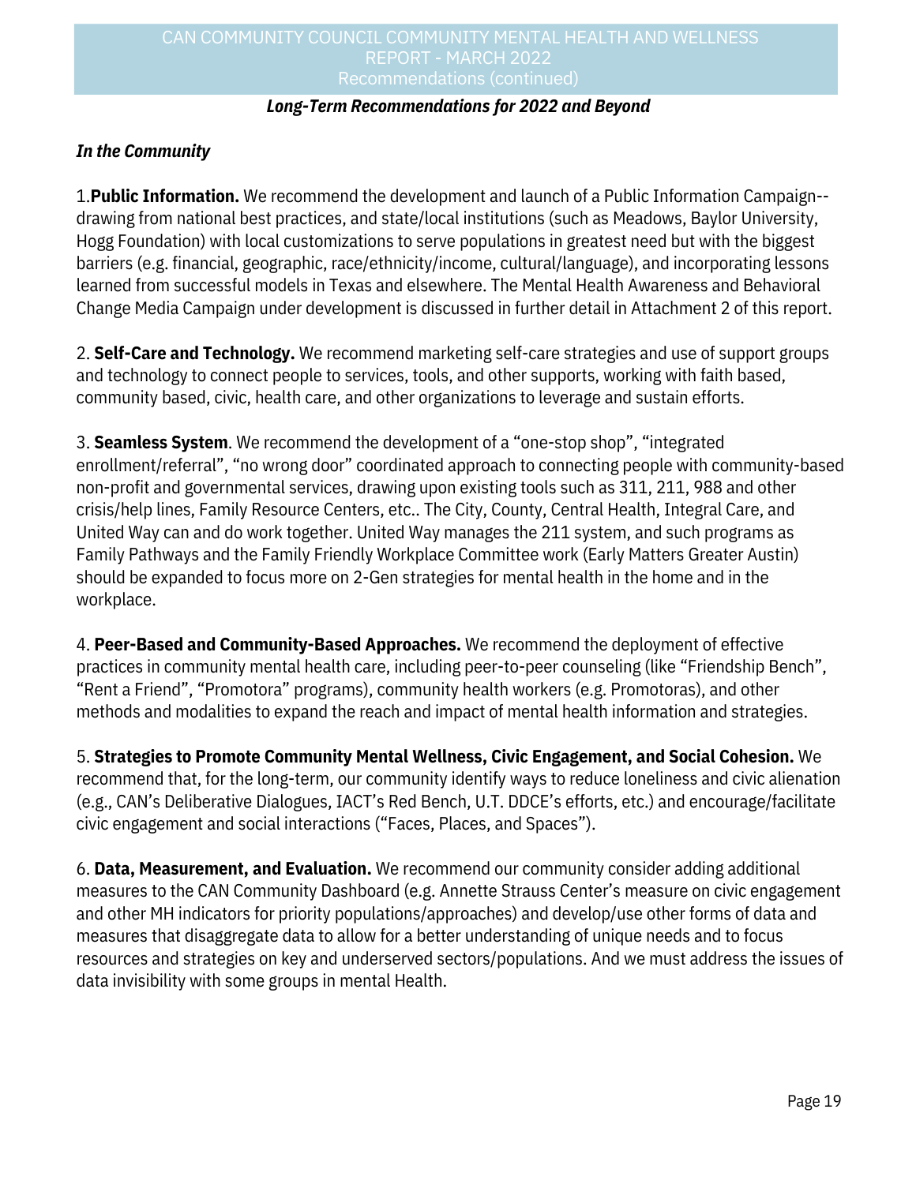### *Long-Term Recommendations for 2022 and Beyond*

***In the Community***

1.**Public Information.** We recommend the development and launch of a Public Information Campaign--drawing from national best practices, and state/local institutions (such as Meadows, Baylor University, Hogg Foundation) with local customizations to serve populations in greatest need but with the biggest barriers (e.g. financial, geographic, race/ethnicity/income, cultural/language), and incorporating lessons learned from successful models in Texas and elsewhere. The Mental Health Awareness and Behavioral Change Media Campaign under development is discussed in further detail in Attachment 2 of this report.

2. **Self-Care and Technology.** We recommend marketing self-care strategies and use of support groups and technology to connect people to services, tools, and other supports, working with faith based, community based, civic, health care, and other organizations to leverage and sustain efforts.

3. **Seamless System**. We recommend the development of a "one-stop shop", "integrated enrollment/referral", "no wrong door" coordinated approach to connecting people with community-based non-profit and governmental services, drawing upon existing tools such as 311, 211, 988 and other crisis/help lines, Family Resource Centers, etc.. The City, County, Central Health, Integral Care, and United Way can and do work together. United Way manages the 211 system, and such programs as Family Pathways and the Family Friendly Workplace Committee work (Early Matters Greater Austin) should be expanded to focus more on 2-Gen strategies for mental health in the home and in the workplace.

4. **Peer-Based and Community-Based Approaches.** We recommend the deployment of effective practices in community mental health care, including peer-to-peer counseling (like "Friendship Bench", "Rent a Friend", "Promotora" programs), community health workers (e.g. Promotoras), and other methods and modalities to expand the reach and impact of mental health information and strategies.

5. **Strategies to Promote Community Mental Wellness, Civic Engagement, and Social Cohesion.** We recommend that, for the long-term, our community identify ways to reduce loneliness and civic alienation (e.g., CAN's Deliberative Dialogues, IACT's Red Bench, U.T. DDCE's efforts, etc.) and encourage/facilitate civic engagement and social interactions ("Faces, Places, and Spaces").

6. **Data, Measurement, and Evaluation.** We recommend our community consider adding additional measures to the CAN Community Dashboard (e.g. Annette Strauss Center's measure on civic engagement and other MH indicators for priority populations/approaches) and develop/use other forms of data and measures that disaggregate data to allow for a better understanding of unique needs and to focus resources and strategies on key and underserved sectors/populations. And we must address the issues of data invisibility with some groups in mental Health.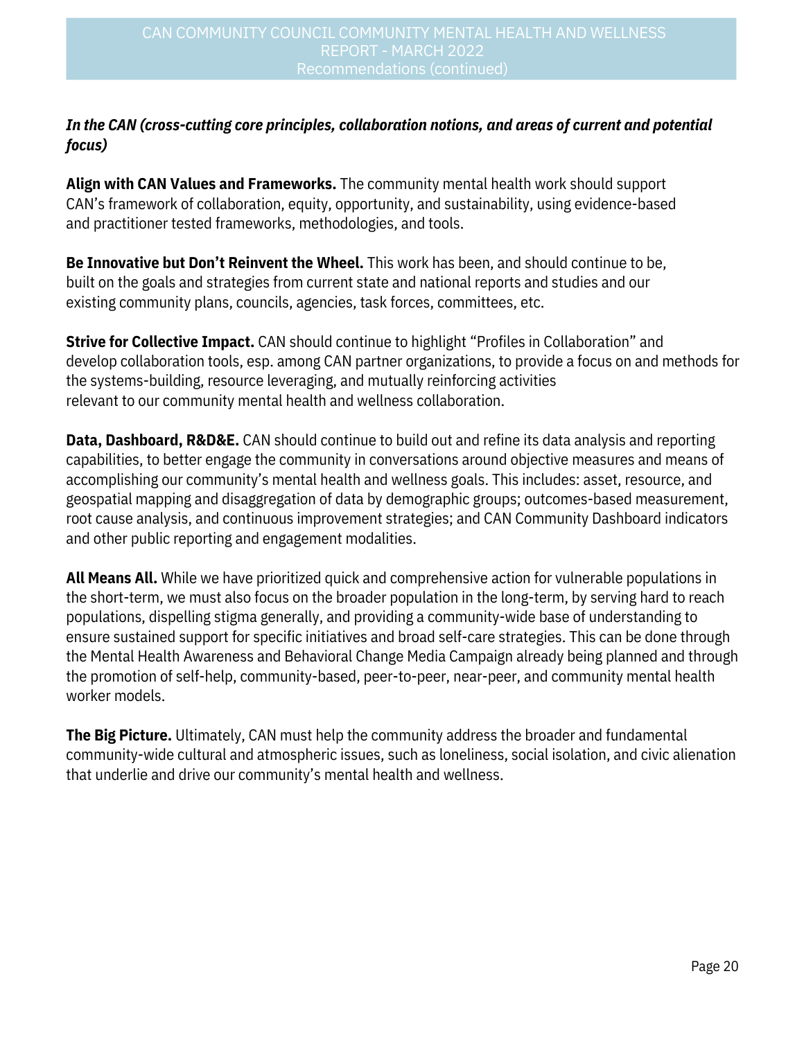*In the CAN (cross-cutting core principles, collaboration notions, and areas of current and potential focus)*

**Align with CAN Values and Frameworks.** The community mental health work should support CAN's framework of collaboration, equity, opportunity, and sustainability, using evidence-based and practitioner tested frameworks, methodologies, and tools.

**Be Innovative but Don't Reinvent the Wheel.** This work has been, and should continue to be, built on the goals and strategies from current state and national reports and studies and our existing community plans, councils, agencies, task forces, committees, etc.

**Strive for Collective Impact.** CAN should continue to highlight "Profiles in Collaboration" and develop collaboration tools, esp. among CAN partner organizations, to provide a focus on and methods for the systems-building, resource leveraging, and mutually reinforcing activities relevant to our community mental health and wellness collaboration.

**Data, Dashboard, R&D&E.** CAN should continue to build out and refine its data analysis and reporting capabilities, to better engage the community in conversations around objective measures and means of accomplishing our community's mental health and wellness goals. This includes: asset, resource, and geospatial mapping and disaggregation of data by demographic groups; outcomes-based measurement, root cause analysis, and continuous improvement strategies; and CAN Community Dashboard indicators and other public reporting and engagement modalities.

**All Means All.** While we have prioritized quick and comprehensive action for vulnerable populations in the short-term, we must also focus on the broader population in the long-term, by serving hard to reach populations, dispelling stigma generally, and providing a community-wide base of understanding to ensure sustained support for specific initiatives and broad self-care strategies. This can be done through the Mental Health Awareness and Behavioral Change Media Campaign already being planned and through the promotion of self-help, community-based, peer-to-peer, near-peer, and community mental health worker models.

**The Big Picture.** Ultimately, CAN must help the community address the broader and fundamental community-wide cultural and atmospheric issues, such as loneliness, social isolation, and civic alienation that underlie and drive our community's mental health and wellness.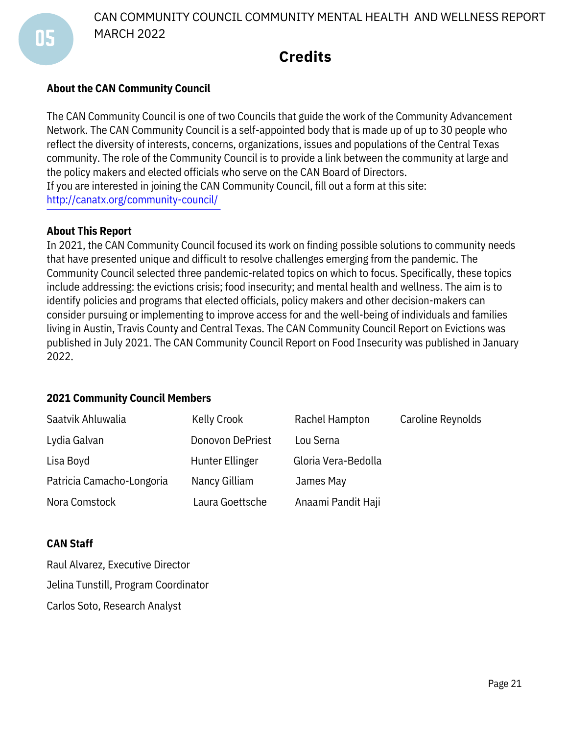# Credits

### About the CAN Community Council

The CAN Community Council is one of two Councils that guide the work of the Community Advancement Network. The CAN Community Council is a self-appointed body that is made up of up to 30 people who reflect the diversity of interests, concerns, organizations, issues and populations of the Central Texas community. The role of the Community Council is to provide a link between the community at large and the policy makers and elected officials who serve on the CAN Board of Directors.
If you are interested in joining the CAN Community Council, fill out a form at this site:
http://canatx.org/community-council/

### About This Report

In 2021, the CAN Community Council focused its work on finding possible solutions to community needs that have presented unique and difficult to resolve challenges emerging from the pandemic. The Community Council selected three pandemic-related topics on which to focus. Specifically, these topics include addressing: the evictions crisis; food insecurity; and mental health and wellness. The aim is to identify policies and programs that elected officials, policy makers and other decision-makers can consider pursuing or implementing to improve access for and the well-being of individuals and families living in Austin, Travis County and Central Texas. The CAN Community Council Report on Evictions was published in July 2021. The CAN Community Council Report on Food Insecurity was published in January 2022.

### 2021 Community Council Members

| | | | |
|---|---|---|---|
| Saatvik Ahluwalia | Kelly Crook | Rachel Hampton | Caroline Reynolds |
| Lydia Galvan | Donovon DePriest | Lou Serna | |
| Lisa Boyd | Hunter Ellinger | Gloria Vera-Bedolla | |
| Patricia Camacho-Longoria | Nancy Gilliam | James May | |
| Nora Comstock | Laura Goettsche | Anaami Pandit Haji | |

### CAN Staff

Raul Alvarez, Executive Director

Jelina Tunstill, Program Coordinator

Carlos Soto, Research Analyst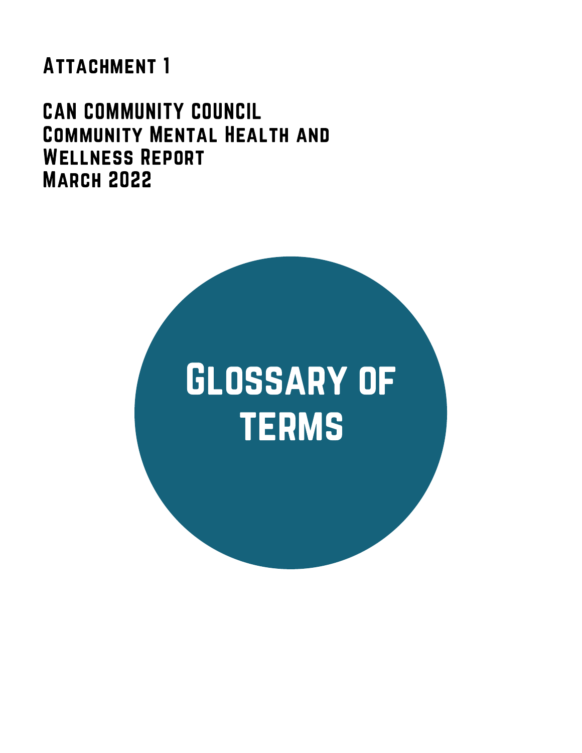# Attachment 1

## CAN COMMUNITY COUNCIL
## Community Mental Health and Wellness Report
## March 2022

# Glossary of terms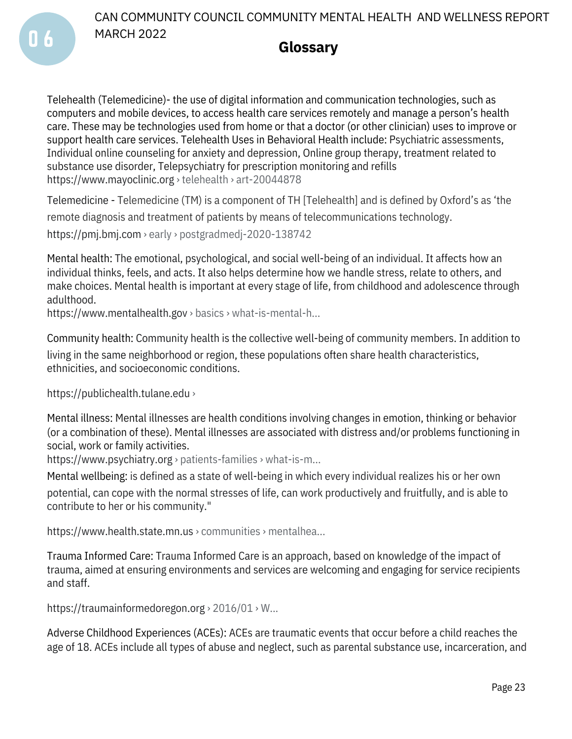## Glossary

Telehealth (Telemedicine)- the use of digital information and communication technologies, such as computers and mobile devices, to access health care services remotely and manage a person's health care. These may be technologies used from home or that a doctor (or other clinician) uses to improve or support health care services. Telehealth Uses in Behavioral Health include: Psychiatric assessments, Individual online counseling for anxiety and depression, Online group therapy, treatment related to substance use disorder, Telepsychiatry for prescription monitoring and refills
https://www.mayoclinic.org › telehealth › art-20044878

Telemedicine - Telemedicine (TM) is a component of TH [Telehealth] and is defined by Oxford's as 'the remote diagnosis and treatment of patients by means of telecommunications technology.
https://pmj.bmj.com › early › postgradmedj-2020-138742

Mental health: The emotional, psychological, and social well-being of an individual. It affects how an individual thinks, feels, and acts. It also helps determine how we handle stress, relate to others, and make choices. Mental health is important at every stage of life, from childhood and adolescence through adulthood.
https://www.mentalhealth.gov › basics › what-is-mental-h...

Community health: Community health is the collective well-being of community members. In addition to living in the same neighborhood or region, these populations often share health characteristics, ethnicities, and socioeconomic conditions.

https://publichealth.tulane.edu ›

Mental illness: Mental illnesses are health conditions involving changes in emotion, thinking or behavior (or a combination of these). Mental illnesses are associated with distress and/or problems functioning in social, work or family activities.
https://www.psychiatry.org › patients-families › what-is-m...

Mental wellbeing: is defined as a state of well-being in which every individual realizes his or her own potential, can cope with the normal stresses of life, can work productively and fruitfully, and is able to contribute to her or his community."

https://www.health.state.mn.us › communities › mentalhea...

Trauma Informed Care: Trauma Informed Care is an approach, based on knowledge of the impact of trauma, aimed at ensuring environments and services are welcoming and engaging for service recipients and staff.

https://traumainformedoregon.org › 2016/01 › W...

Adverse Childhood Experiences (ACEs): ACEs are traumatic events that occur before a child reaches the age of 18. ACEs include all types of abuse and neglect, such as parental substance use, incarceration, and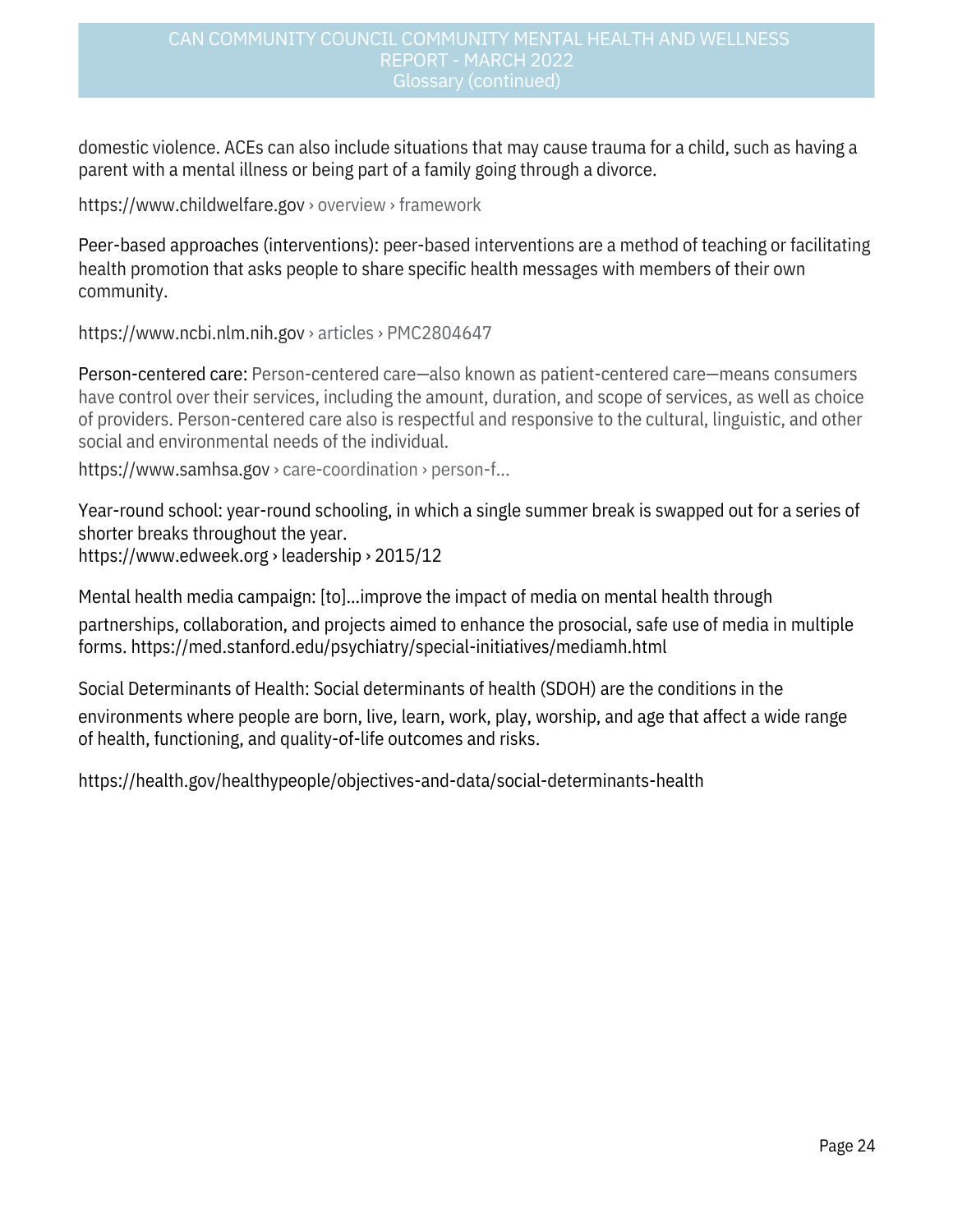domestic violence. ACEs can also include situations that may cause trauma for a child, such as having a parent with a mental illness or being part of a family going through a divorce.

https://www.childwelfare.gov › overview › framework

Peer-based approaches (interventions): peer-based interventions are a method of teaching or facilitating health promotion that asks people to share specific health messages with members of their own community.

https://www.ncbi.nlm.nih.gov › articles › PMC2804647

Person-centered care: Person-centered care—also known as patient-centered care—means consumers have control over their services, including the amount, duration, and scope of services, as well as choice of providers. Person-centered care also is respectful and responsive to the cultural, linguistic, and other social and environmental needs of the individual.

https://www.samhsa.gov › care-coordination › person-f...

Year-round school: year-round schooling, in which a single summer break is swapped out for a series of shorter breaks throughout the year.
https://www.edweek.org › leadership › 2015/12

Mental health media campaign: [to]...improve the impact of media on mental health through partnerships, collaboration, and projects aimed to enhance the prosocial, safe use of media in multiple forms. https://med.stanford.edu/psychiatry/special-initiatives/mediamh.html

Social Determinants of Health: Social determinants of health (SDOH) are the conditions in the environments where people are born, live, learn, work, play, worship, and age that affect a wide range of health, functioning, and quality-of-life outcomes and risks.

https://health.gov/healthypeople/objectives-and-data/social-determinants-health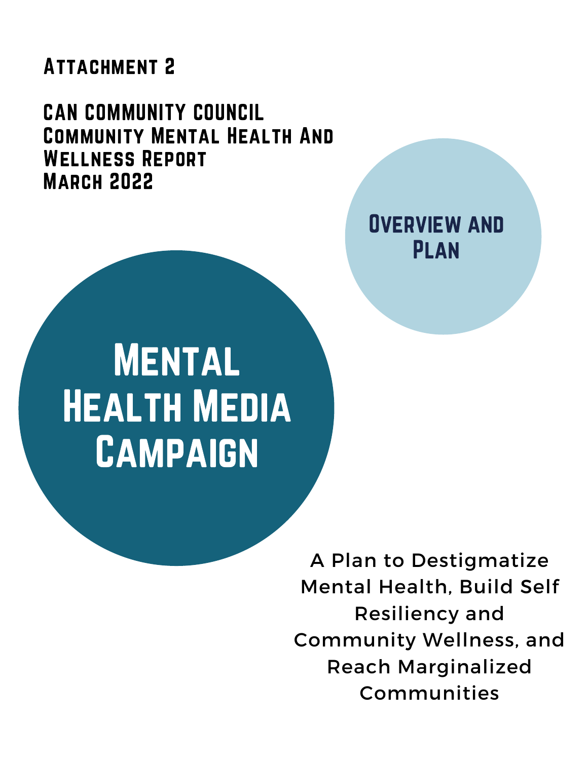# Attachment 2

## CAN COMMUNITY COUNCIL
## Community Mental Health And Wellness Report
## March 2022

### Overview and Plan

# Mental Health Media Campaign

A Plan to Destigmatize Mental Health, Build Self Resiliency and Community Wellness, and Reach Marginalized Communities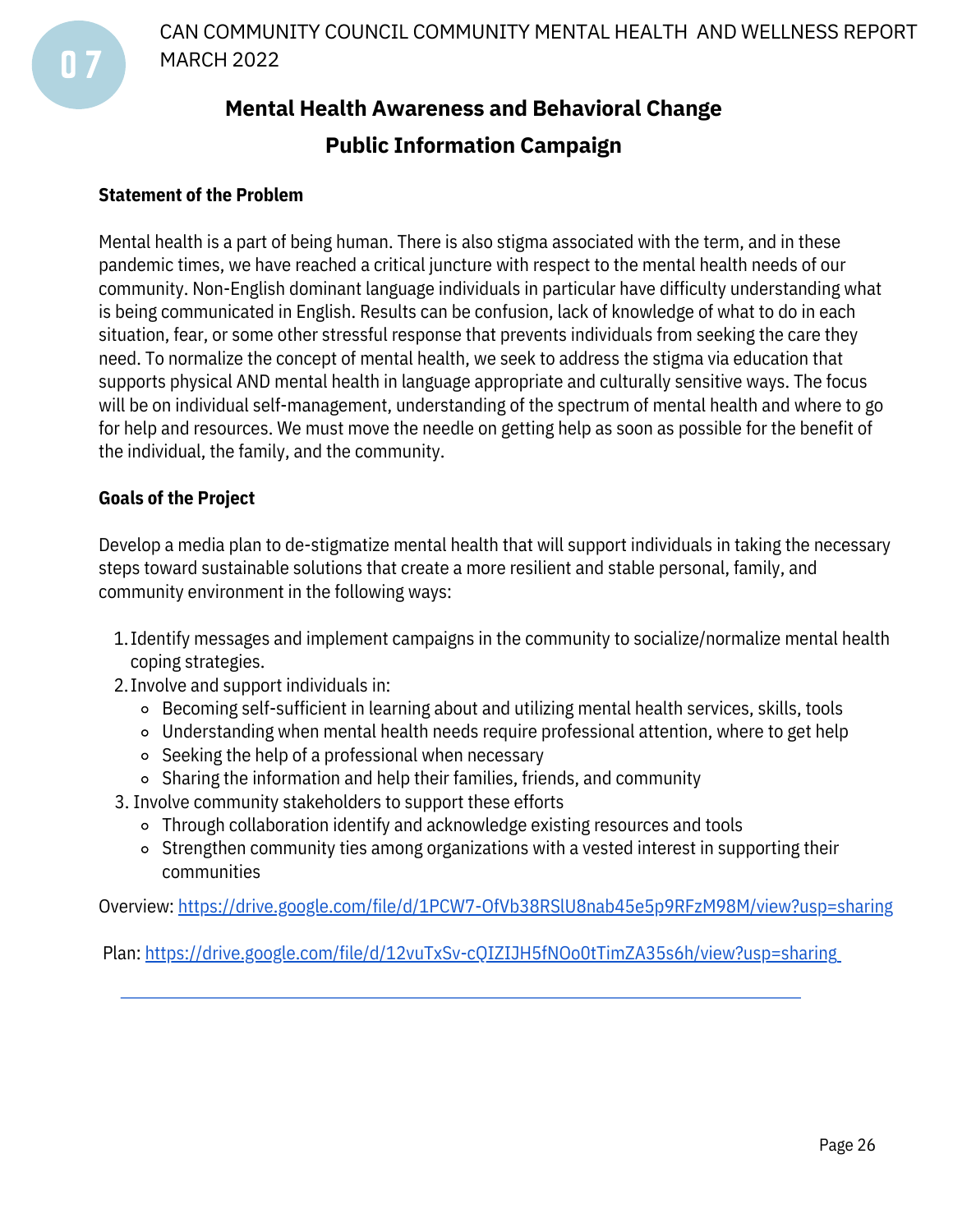## Mental Health Awareness and Behavioral Change Public Information Campaign

**Statement of the Problem**

Mental health is a part of being human. There is also stigma associated with the term, and in these pandemic times, we have reached a critical juncture with respect to the mental health needs of our community. Non-English dominant language individuals in particular have difficulty understanding what is being communicated in English. Results can be confusion, lack of knowledge of what to do in each situation, fear, or some other stressful response that prevents individuals from seeking the care they need. To normalize the concept of mental health, we seek to address the stigma via education that supports physical AND mental health in language appropriate and culturally sensitive ways. The focus will be on individual self-management, understanding of the spectrum of mental health and where to go for help and resources. We must move the needle on getting help as soon as possible for the benefit of the individual, the family, and the community.

**Goals of the Project**

Develop a media plan to de-stigmatize mental health that will support individuals in taking the necessary steps toward sustainable solutions that create a more resilient and stable personal, family, and community environment in the following ways:

1. Identify messages and implement campaigns in the community to socialize/normalize mental health coping strategies.
2. Involve and support individuals in:
   - Becoming self-sufficient in learning about and utilizing mental health services, skills, tools
   - Understanding when mental health needs require professional attention, where to get help
   - Seeking the help of a professional when necessary
   - Sharing the information and help their families, friends, and community
3. Involve community stakeholders to support these efforts
   - Through collaboration identify and acknowledge existing resources and tools
   - Strengthen community ties among organizations with a vested interest in supporting their communities

Overview: https://drive.google.com/file/d/1PCW7-OfVb38RSlU8nab45e5p9RFzM98M/view?usp=sharing

Plan: https://drive.google.com/file/d/12vuTxSv-cQIZIJH5fNOo0tTimZA35s6h/view?usp=sharing